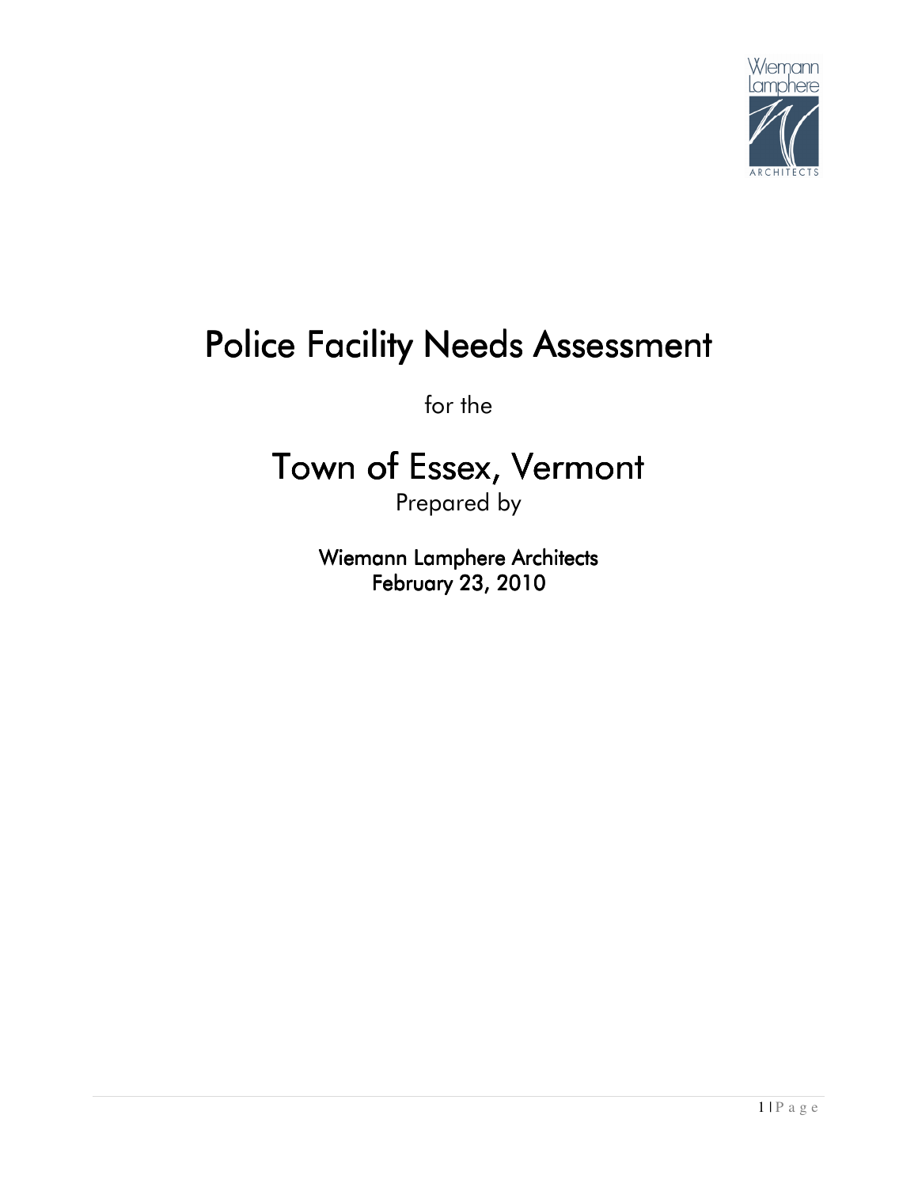# Police Facility Needs Assessment

for the

# Town of Essex, Vermont

Prepared by

**Wiemann Lamphere Architects**
**February 23, 2010**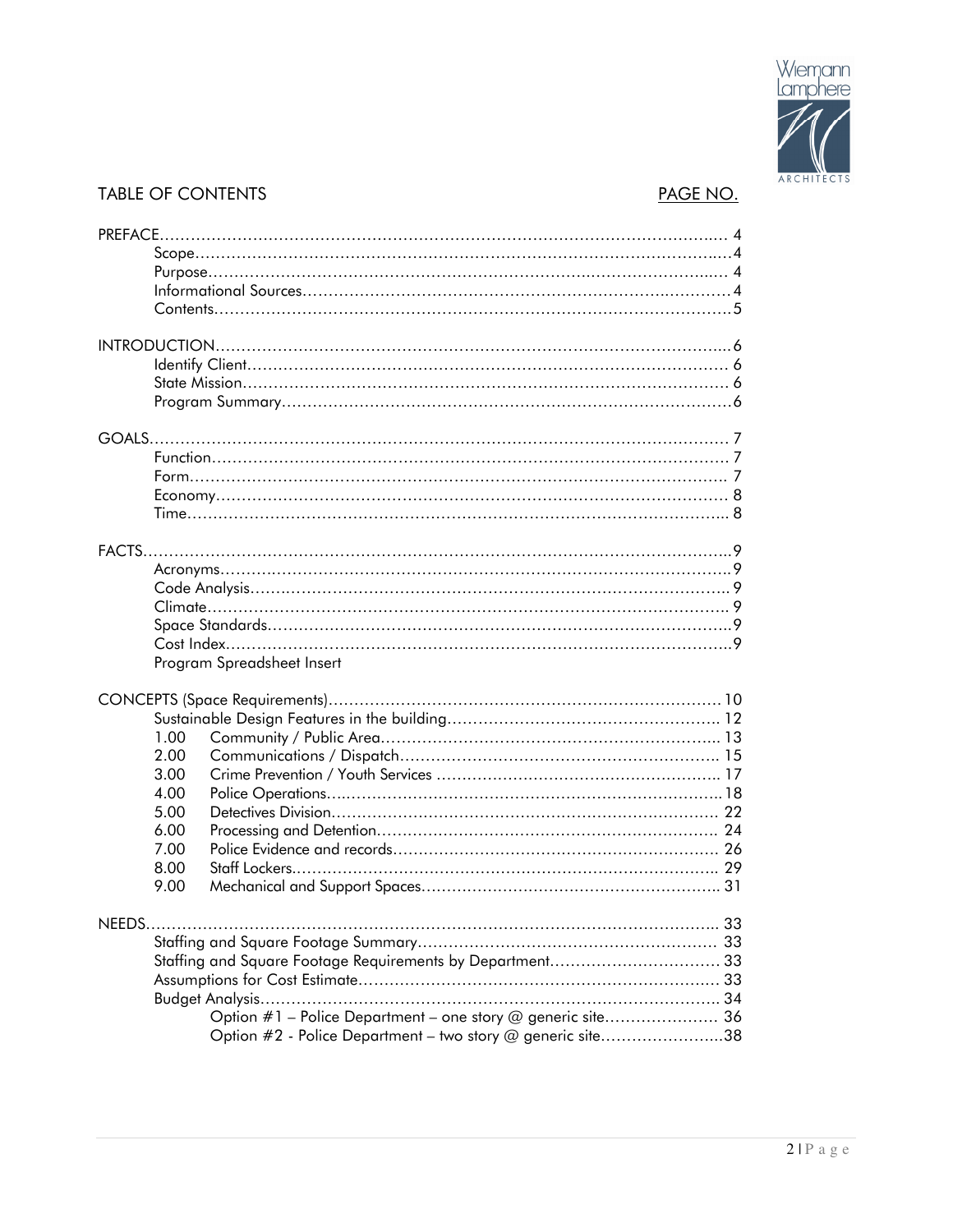# TABLE OF CONTENTS

| | PAGE NO. |
|---|---|
| PREFACE | 4 |
| Scope | 4 |
| Purpose | 4 |
| Informational Sources | 4 |
| Contents | 5 |
| INTRODUCTION | 6 |
| Identify Client | 6 |
| State Mission | 6 |
| Program Summary | 6 |
| GOALS | 7 |
| Function | 7 |
| Form | 7 |
| Economy | 8 |
| Time | 8 |
| FACTS | 9 |
| Acronyms | 9 |
| Code Analysis | 9 |
| Climate | 9 |
| Space Standards | 9 |
| Cost Index | 9 |
| Program Spreadsheet Insert | |
| CONCEPTS (Space Requirements) | 10 |
| Sustainable Design Features in the building | 12 |
| 1.00 Community / Public Area | 13 |
| 2.00 Communications / Dispatch | 15 |
| 3.00 Crime Prevention / Youth Services | 17 |
| 4.00 Police Operations | 18 |
| 5.00 Detectives Division | 22 |
| 6.00 Processing and Detention | 24 |
| 7.00 Police Evidence and records | 26 |
| 8.00 Staff Lockers | 29 |
| 9.00 Mechanical and Support Spaces | 31 |
| NEEDS | 33 |
| Staffing and Square Footage Summary | 33 |
| Staffing and Square Footage Requirements by Department | 33 |
| Assumptions for Cost Estimate | 33 |
| Budget Analysis | 34 |
| Option #1 – Police Department – one story @ generic site | 36 |
| Option #2 - Police Department – two story @ generic site | 38 |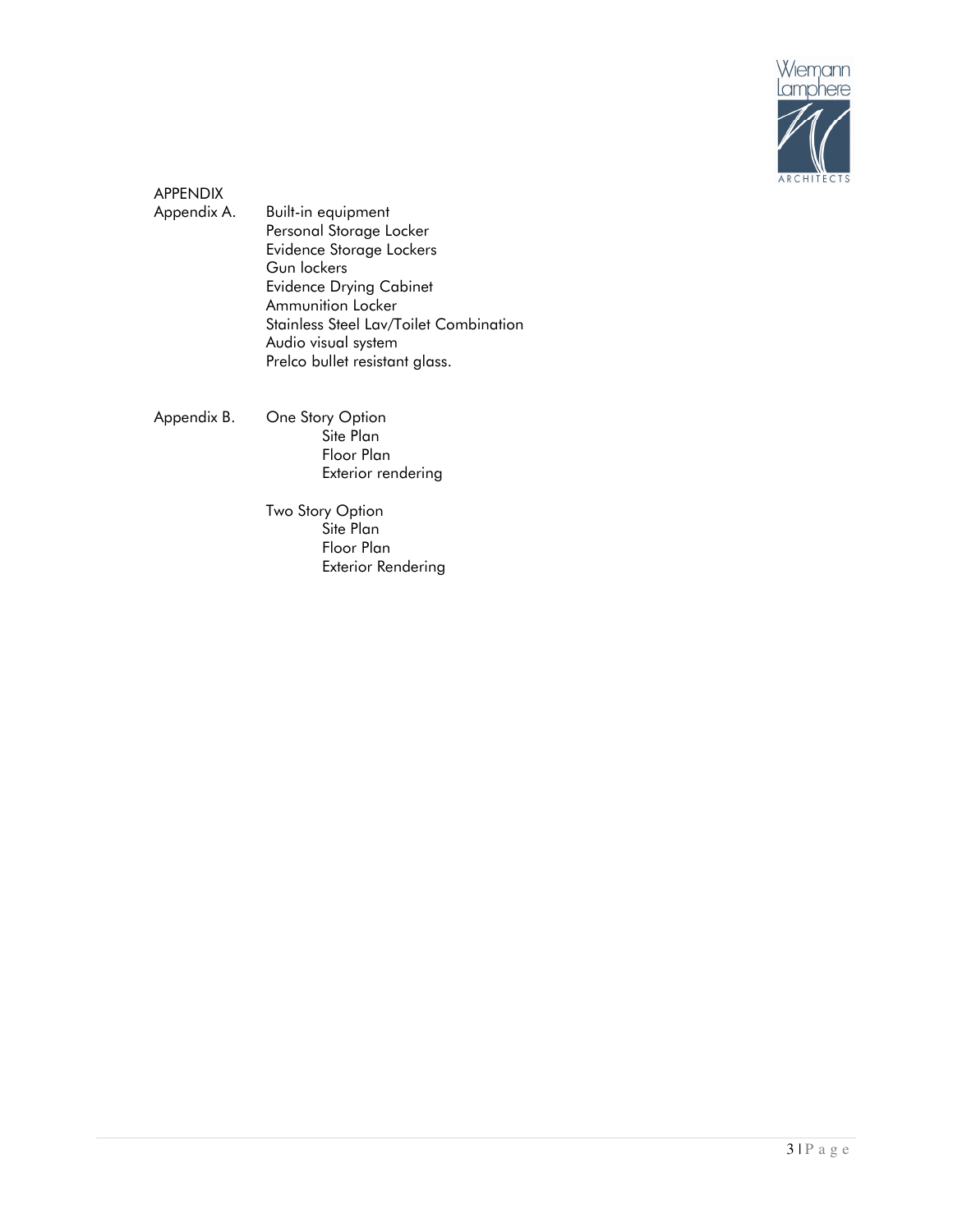## APPENDIX

**Appendix A.** Built-in equipment

- Personal Storage Locker
- Evidence Storage Lockers
- Gun lockers
- Evidence Drying Cabinet
- Ammunition Locker
- Stainless Steel Lav/Toilet Combination
- Audio visual system
- Prelco bullet resistant glass.

**Appendix B.**

- One Story Option
  - Site Plan
  - Floor Plan
  - Exterior rendering
- Two Story Option
  - Site Plan
  - Floor Plan
  - Exterior Rendering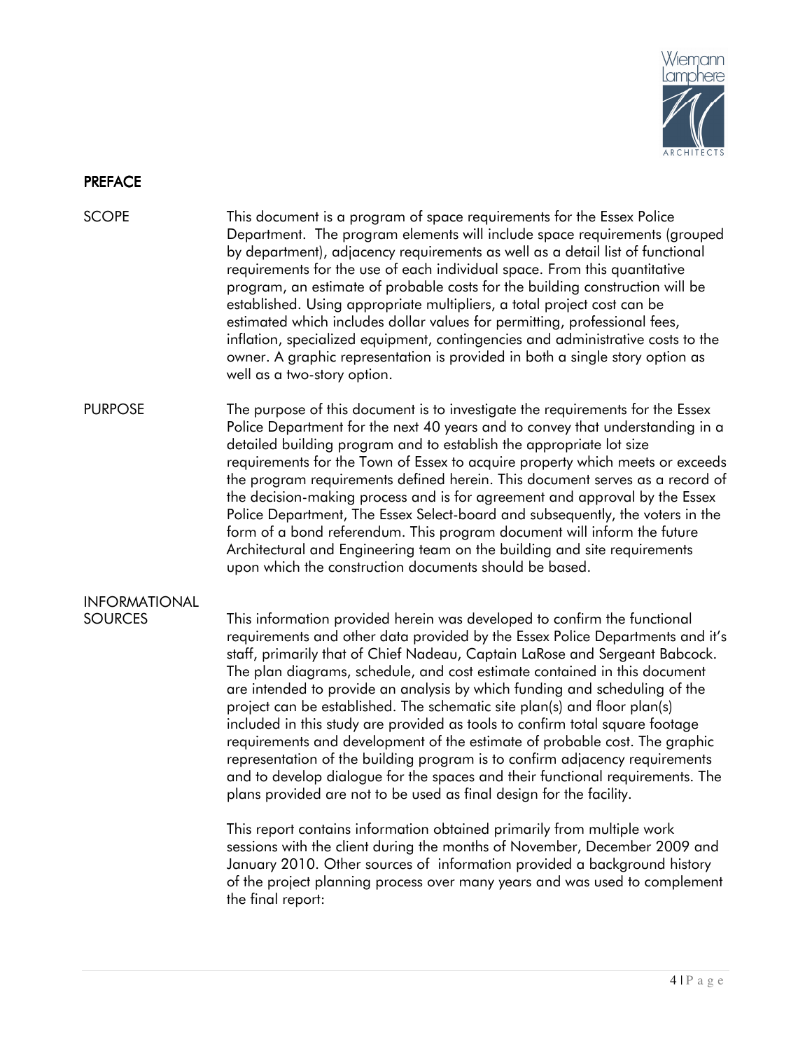## PREFACE

**SCOPE**

This document is a program of space requirements for the Essex Police Department. The program elements will include space requirements (grouped by department), adjacency requirements as well as a detail list of functional requirements for the use of each individual space. From this quantitative program, an estimate of probable costs for the building construction will be established. Using appropriate multipliers, a total project cost can be estimated which includes dollar values for permitting, professional fees, inflation, specialized equipment, contingencies and administrative costs to the owner. A graphic representation is provided in both a single story option as well as a two-story option.

**PURPOSE**

The purpose of this document is to investigate the requirements for the Essex Police Department for the next 40 years and to convey that understanding in a detailed building program and to establish the appropriate lot size requirements for the Town of Essex to acquire property which meets or exceeds the program requirements defined herein. This document serves as a record of the decision-making process and is for agreement and approval by the Essex Police Department, The Essex Select-board and subsequently, the voters in the form of a bond referendum. This program document will inform the future Architectural and Engineering team on the building and site requirements upon which the construction documents should be based.

**INFORMATIONAL SOURCES**

This information provided herein was developed to confirm the functional requirements and other data provided by the Essex Police Departments and it's staff, primarily that of Chief Nadeau, Captain LaRose and Sergeant Babcock. The plan diagrams, schedule, and cost estimate contained in this document are intended to provide an analysis by which funding and scheduling of the project can be established. The schematic site plan(s) and floor plan(s) included in this study are provided as tools to confirm total square footage requirements and development of the estimate of probable cost. The graphic representation of the building program is to confirm adjacency requirements and to develop dialogue for the spaces and their functional requirements. The plans provided are not to be used as final design for the facility.

This report contains information obtained primarily from multiple work sessions with the client during the months of November, December 2009 and January 2010. Other sources of information provided a background history of the project planning process over many years and was used to complement the final report: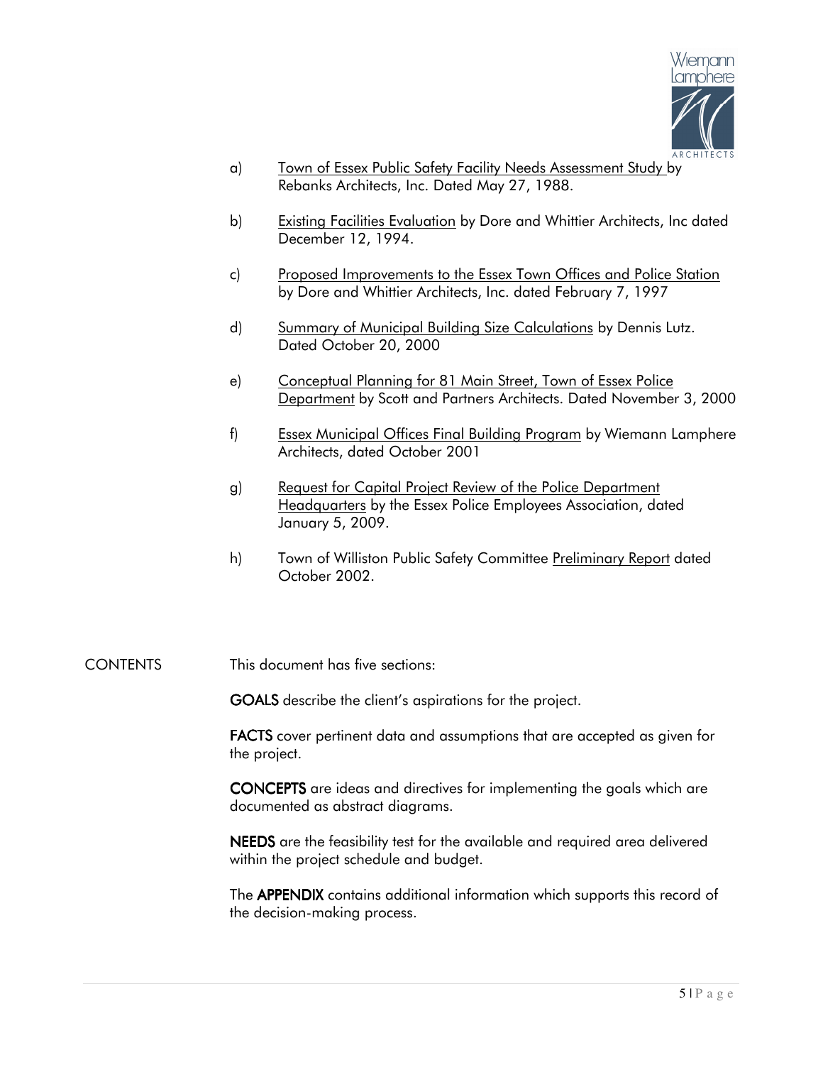a) Town of Essex Public Safety Facility Needs Assessment Study by Rebanks Architects, Inc. Dated May 27, 1988.

b) Existing Facilities Evaluation by Dore and Whittier Architects, Inc dated December 12, 1994.

c) Proposed Improvements to the Essex Town Offices and Police Station by Dore and Whittier Architects, Inc. dated February 7, 1997

d) Summary of Municipal Building Size Calculations by Dennis Lutz. Dated October 20, 2000

e) Conceptual Planning for 81 Main Street, Town of Essex Police Department by Scott and Partners Architects. Dated November 3, 2000

f) Essex Municipal Offices Final Building Program by Wiemann Lamphere Architects, dated October 2001

g) Request for Capital Project Review of the Police Department Headquarters by the Essex Police Employees Association, dated January 5, 2009.

h) Town of Williston Public Safety Committee Preliminary Report dated October 2002.

CONTENTS

This document has five sections:

**GOALS** describe the client's aspirations for the project.

**FACTS** cover pertinent data and assumptions that are accepted as given for the project.

**CONCEPTS** are ideas and directives for implementing the goals which are documented as abstract diagrams.

**NEEDS** are the feasibility test for the available and required area delivered within the project schedule and budget.

The **APPENDIX** contains additional information which supports this record of the decision-making process.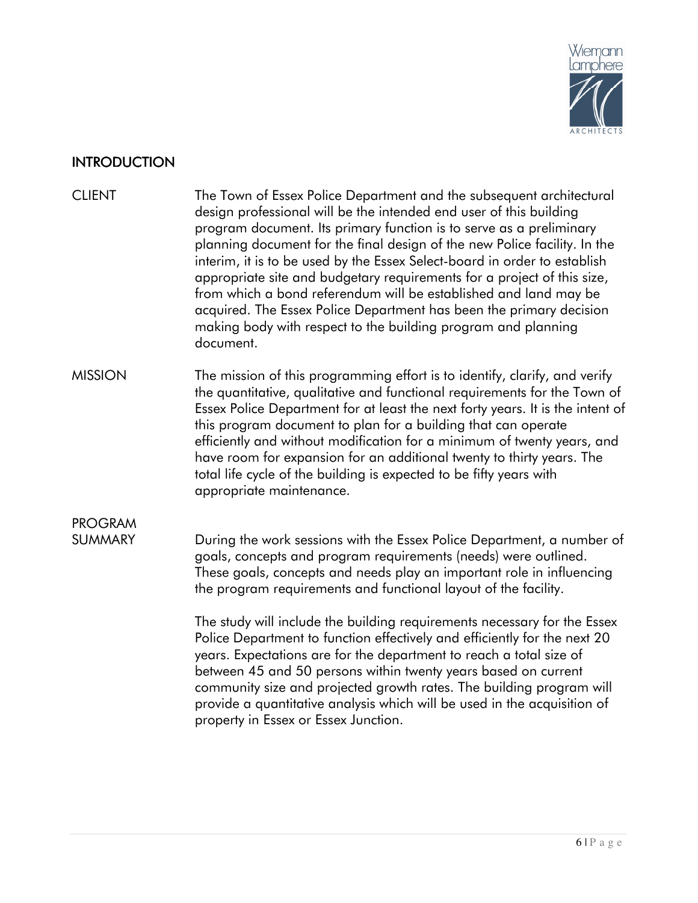## INTRODUCTION

**CLIENT**

The Town of Essex Police Department and the subsequent architectural design professional will be the intended end user of this building program document. Its primary function is to serve as a preliminary planning document for the final design of the new Police facility. In the interim, it is to be used by the Essex Select-board in order to establish appropriate site and budgetary requirements for a project of this size, from which a bond referendum will be established and land may be acquired. The Essex Police Department has been the primary decision making body with respect to the building program and planning document.

**MISSION**

The mission of this programming effort is to identify, clarify, and verify the quantitative, qualitative and functional requirements for the Town of Essex Police Department for at least the next forty years. It is the intent of this program document to plan for a building that can operate efficiently and without modification for a minimum of twenty years, and have room for expansion for an additional twenty to thirty years. The total life cycle of the building is expected to be fifty years with appropriate maintenance.

**PROGRAM SUMMARY**

During the work sessions with the Essex Police Department, a number of goals, concepts and program requirements (needs) were outlined. These goals, concepts and needs play an important role in influencing the program requirements and functional layout of the facility.

The study will include the building requirements necessary for the Essex Police Department to function effectively and efficiently for the next 20 years. Expectations are for the department to reach a total size of between 45 and 50 persons within twenty years based on current community size and projected growth rates. The building program will provide a quantitative analysis which will be used in the acquisition of property in Essex or Essex Junction.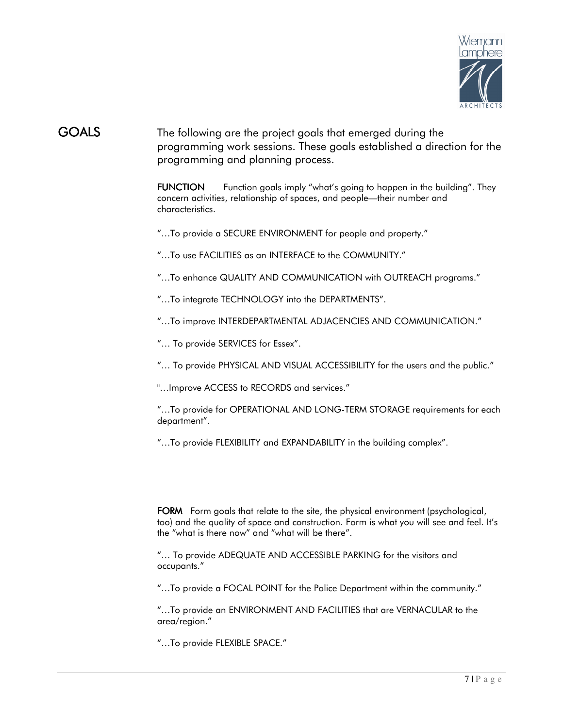## GOALS

The following are the project goals that emerged during the programming work sessions. These goals established a direction for the programming and planning process.

**FUNCTION** Function goals imply "what's going to happen in the building". They concern activities, relationship of spaces, and people—their number and characteristics.

"…To provide a SECURE ENVIRONMENT for people and property."

"…To use FACILITIES as an INTERFACE to the COMMUNITY."

"…To enhance QUALITY AND COMMUNICATION with OUTREACH programs."

"…To integrate TECHNOLOGY into the DEPARTMENTS".

"…To improve INTERDEPARTMENTAL ADJACENCIES AND COMMUNICATION."

"… To provide SERVICES for Essex".

"… To provide PHYSICAL AND VISUAL ACCESSIBILITY for the users and the public."

"…Improve ACCESS to RECORDS and services."

"…To provide for OPERATIONAL AND LONG-TERM STORAGE requirements for each department".

"…To provide FLEXIBILITY and EXPANDABILITY in the building complex".

**FORM** Form goals that relate to the site, the physical environment (psychological, too) and the quality of space and construction. Form is what you will see and feel. It's the "what is there now" and "what will be there".

"… To provide ADEQUATE AND ACCESSIBLE PARKING for the visitors and occupants."

"…To provide a FOCAL POINT for the Police Department within the community."

"…To provide an ENVIRONMENT AND FACILITIES that are VERNACULAR to the area/region."

"…To provide FLEXIBLE SPACE."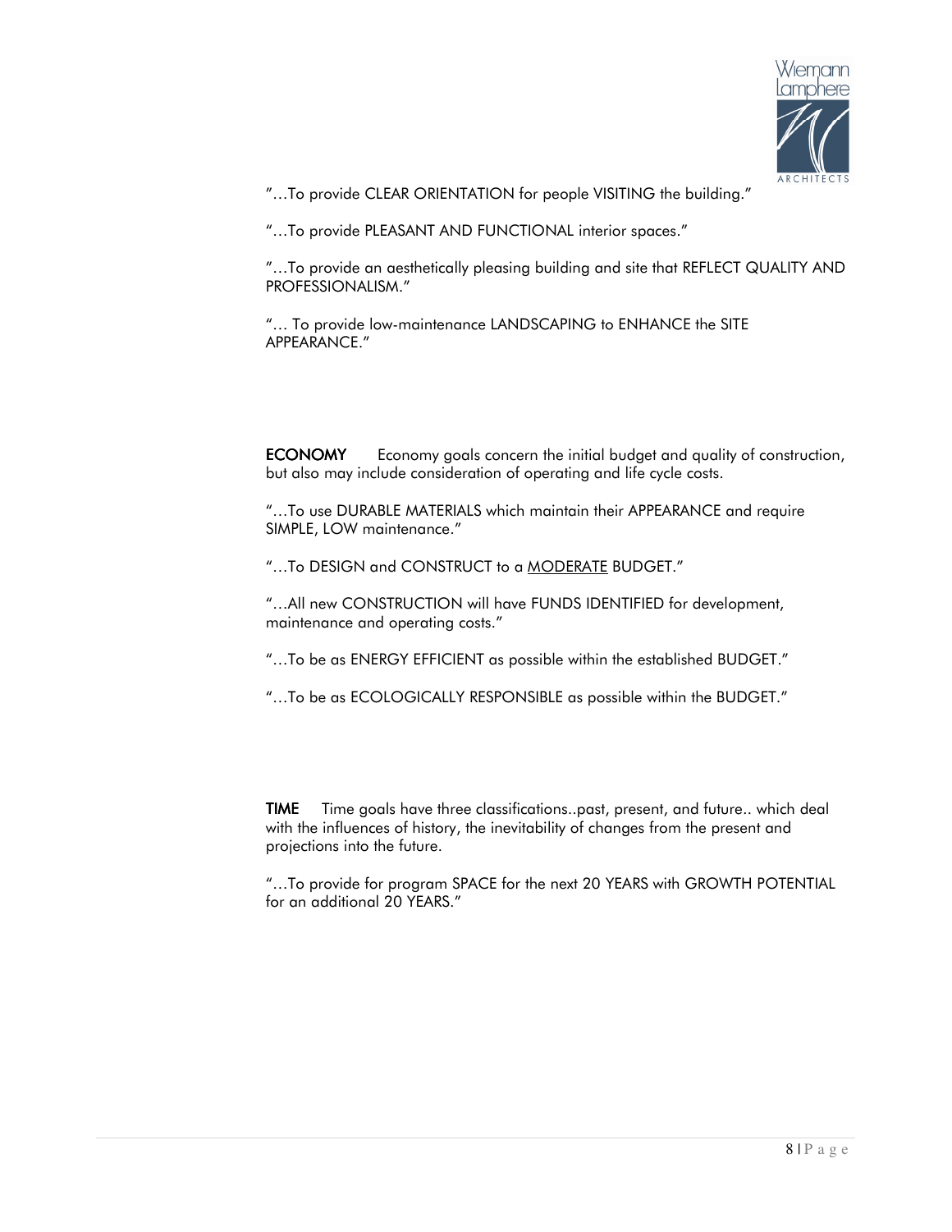"…To provide CLEAR ORIENTATION for people VISITING the building."

"…To provide PLEASANT AND FUNCTIONAL interior spaces."

"…To provide an aesthetically pleasing building and site that REFLECT QUALITY AND PROFESSIONALISM."

"… To provide low-maintenance LANDSCAPING to ENHANCE the SITE APPEARANCE."

**ECONOMY** Economy goals concern the initial budget and quality of construction, but also may include consideration of operating and life cycle costs.

"…To use DURABLE MATERIALS which maintain their APPEARANCE and require SIMPLE, LOW maintenance."

"…To DESIGN and CONSTRUCT to a <u>MODERATE</u> BUDGET."

"…All new CONSTRUCTION will have FUNDS IDENTIFIED for development, maintenance and operating costs."

"…To be as ENERGY EFFICIENT as possible within the established BUDGET."

"…To be as ECOLOGICALLY RESPONSIBLE as possible within the BUDGET."

**TIME** Time goals have three classifications..past, present, and future.. which deal with the influences of history, the inevitability of changes from the present and projections into the future.

"…To provide for program SPACE for the next 20 YEARS with GROWTH POTENTIAL for an additional 20 YEARS."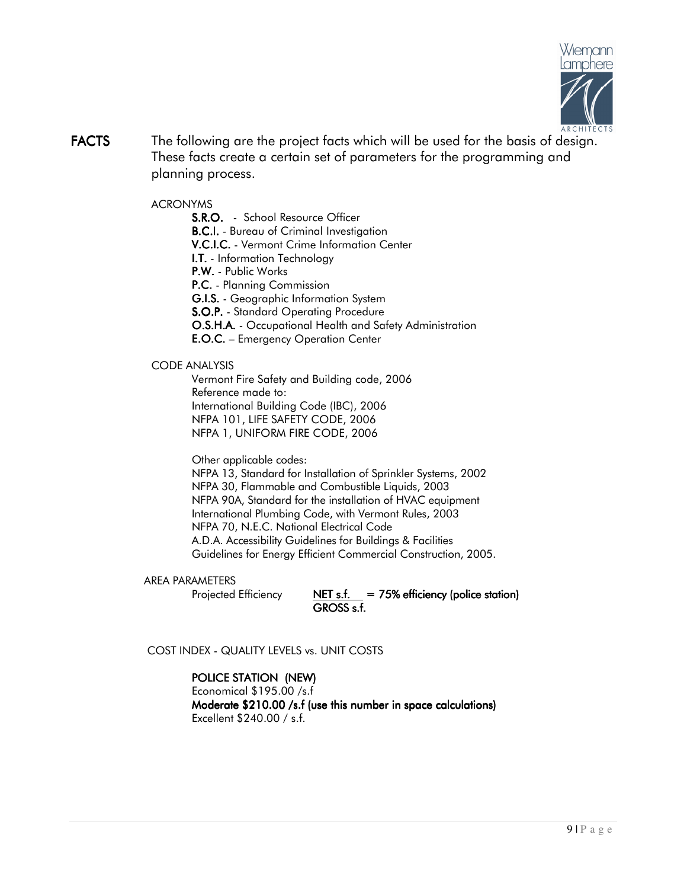# FACTS

The following are the project facts which will be used for the basis of design. These facts create a certain set of parameters for the programming and planning process.

## ACRONYMS

**S.R.O.** - School Resource Officer
**B.C.I.** - Bureau of Criminal Investigation
**V.C.I.C.** - Vermont Crime Information Center
**I.T.** - Information Technology
**P.W.** - Public Works
**P.C.** - Planning Commission
**G.I.S.** - Geographic Information System
**S.O.P.** - Standard Operating Procedure
**O.S.H.A.** - Occupational Health and Safety Administration
**E.O.C.** – Emergency Operation Center

## CODE ANALYSIS

Vermont Fire Safety and Building code, 2006
Reference made to:
International Building Code (IBC), 2006
NFPA 101, LIFE SAFETY CODE, 2006
NFPA 1, UNIFORM FIRE CODE, 2006

Other applicable codes:
NFPA 13, Standard for Installation of Sprinkler Systems, 2002
NFPA 30, Flammable and Combustible Liquids, 2003
NFPA 90A, Standard for the installation of HVAC equipment
International Plumbing Code, with Vermont Rules, 2003
NFPA 70, N.E.C. National Electrical Code
A.D.A. Accessibility Guidelines for Buildings & Facilities
Guidelines for Energy Efficient Commercial Construction, 2005.

## AREA PARAMETERS

Projected Efficiency $\frac{\text{NET s.f.}}{\text{GROSS s.f.}}$ **= 75% efficiency (police station)**

## COST INDEX - QUALITY LEVELS vs. UNIT COSTS

**POLICE STATION (NEW)**
Economical $195.00 /s.f
**Moderate $210.00 /s.f (use this number in space calculations)**
Excellent $240.00 / s.f.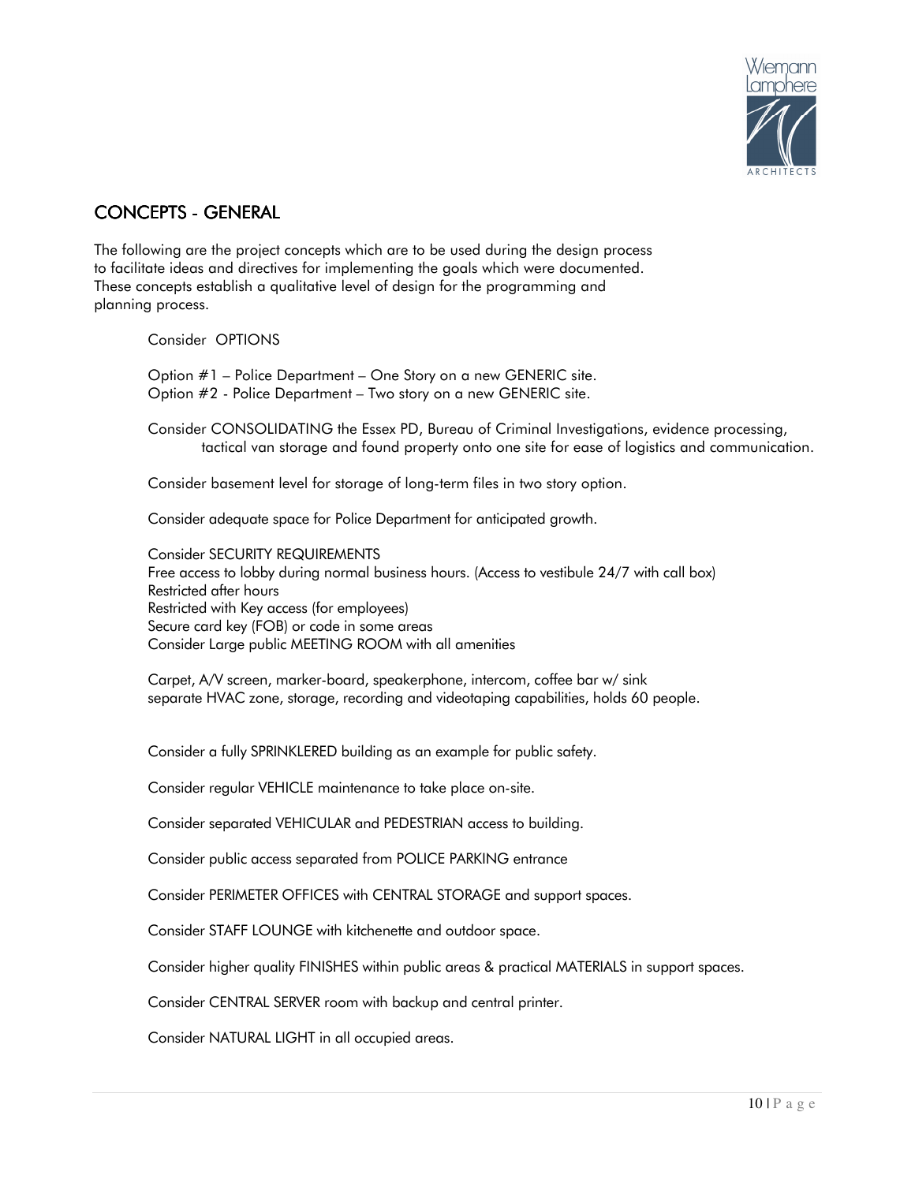## CONCEPTS - GENERAL

The following are the project concepts which are to be used during the design process to facilitate ideas and directives for implementing the goals which were documented. These concepts establish a qualitative level of design for the programming and planning process.

Consider OPTIONS

Option #1 – Police Department – One Story on a new GENERIC site.
Option #2 - Police Department – Two story on a new GENERIC site.

Consider CONSOLIDATING the Essex PD, Bureau of Criminal Investigations, evidence processing, tactical van storage and found property onto one site for ease of logistics and communication.

Consider basement level for storage of long-term files in two story option.

Consider adequate space for Police Department for anticipated growth.

Consider SECURITY REQUIREMENTS
Free access to lobby during normal business hours. (Access to vestibule 24/7 with call box)
Restricted after hours
Restricted with Key access (for employees)
Secure card key (FOB) or code in some areas
Consider Large public MEETING ROOM with all amenities

Carpet, A/V screen, marker-board, speakerphone, intercom, coffee bar w/ sink separate HVAC zone, storage, recording and videotaping capabilities, holds 60 people.

Consider a fully SPRINKLERED building as an example for public safety.

Consider regular VEHICLE maintenance to take place on-site.

Consider separated VEHICULAR and PEDESTRIAN access to building.

Consider public access separated from POLICE PARKING entrance

Consider PERIMETER OFFICES with CENTRAL STORAGE and support spaces.

Consider STAFF LOUNGE with kitchenette and outdoor space.

Consider higher quality FINISHES within public areas & practical MATERIALS in support spaces.

Consider CENTRAL SERVER room with backup and central printer.

Consider NATURAL LIGHT in all occupied areas.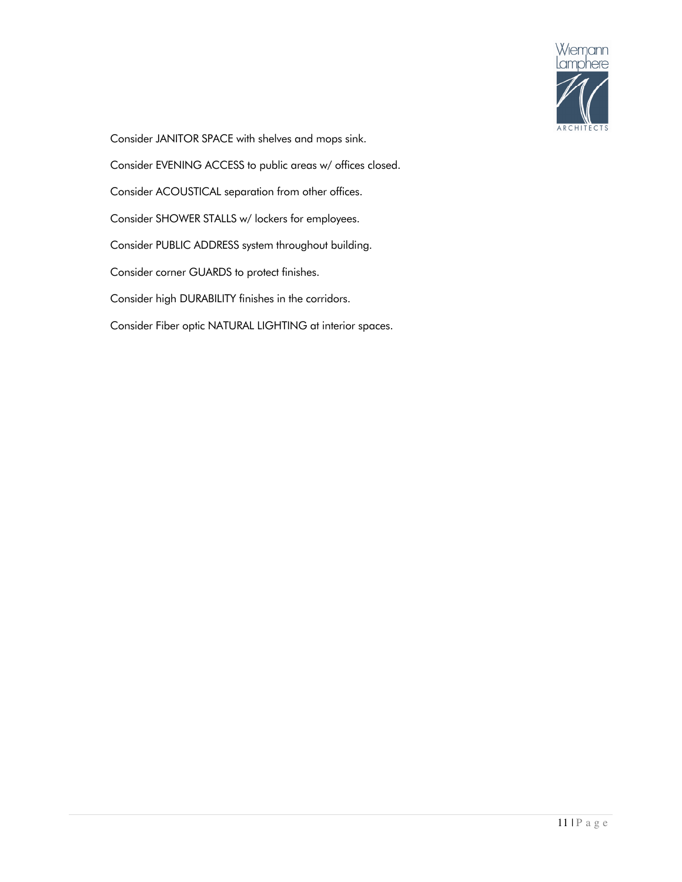Consider JANITOR SPACE with shelves and mops sink.

Consider EVENING ACCESS to public areas w/ offices closed.

Consider ACOUSTICAL separation from other offices.

Consider SHOWER STALLS w/ lockers for employees.

Consider PUBLIC ADDRESS system throughout building.

Consider corner GUARDS to protect finishes.

Consider high DURABILITY finishes in the corridors.

Consider Fiber optic NATURAL LIGHTING at interior spaces.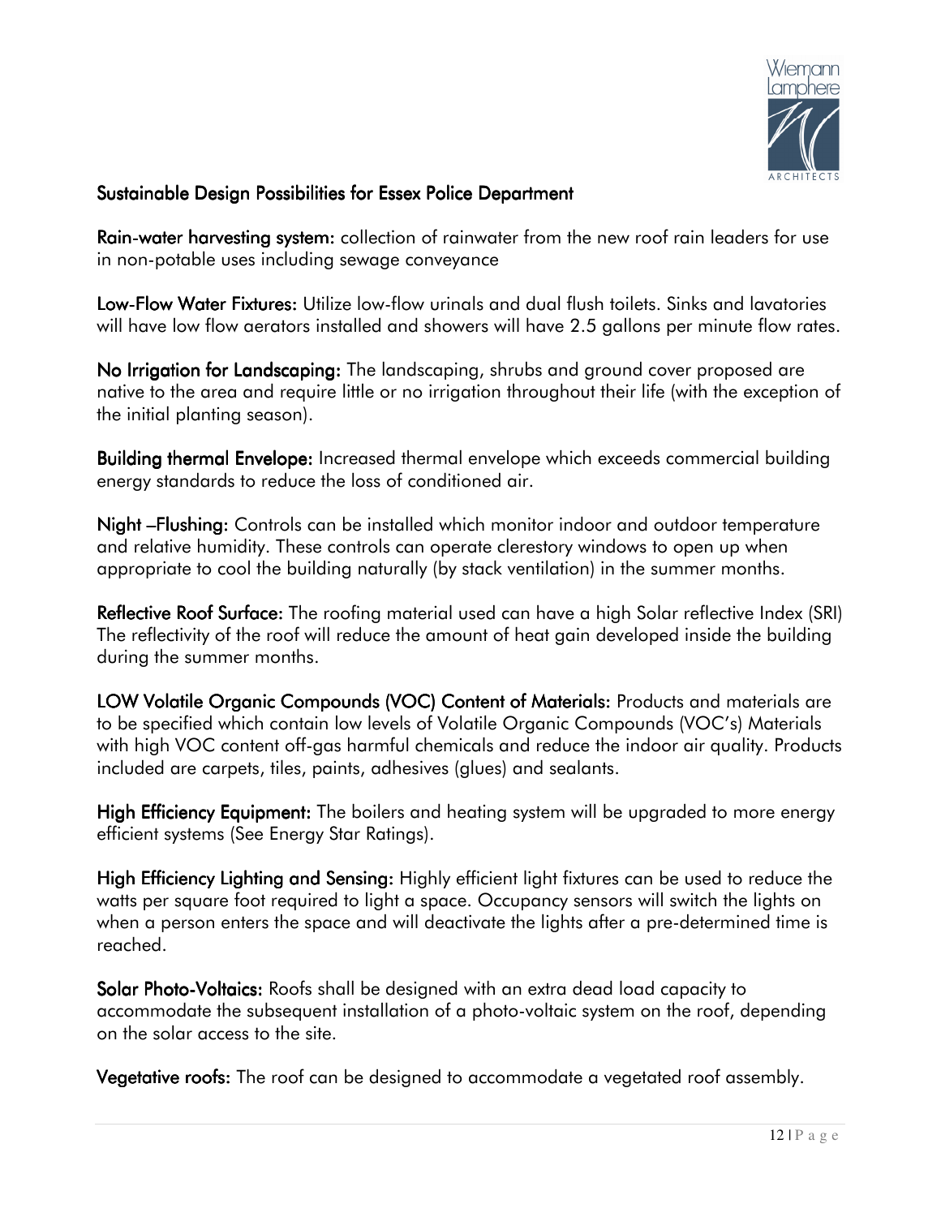## Sustainable Design Possibilities for Essex Police Department

**Rain-water harvesting system:** collection of rainwater from the new roof rain leaders for use in non-potable uses including sewage conveyance

**Low-Flow Water Fixtures:** Utilize low-flow urinals and dual flush toilets. Sinks and lavatories will have low flow aerators installed and showers will have 2.5 gallons per minute flow rates.

**No Irrigation for Landscaping:** The landscaping, shrubs and ground cover proposed are native to the area and require little or no irrigation throughout their life (with the exception of the initial planting season).

**Building thermal Envelope:** Increased thermal envelope which exceeds commercial building energy standards to reduce the loss of conditioned air.

**Night –Flushing:** Controls can be installed which monitor indoor and outdoor temperature and relative humidity. These controls can operate clerestory windows to open up when appropriate to cool the building naturally (by stack ventilation) in the summer months.

**Reflective Roof Surface:** The roofing material used can have a high Solar reflective Index (SRI) The reflectivity of the roof will reduce the amount of heat gain developed inside the building during the summer months.

**LOW Volatile Organic Compounds (VOC) Content of Materials:** Products and materials are to be specified which contain low levels of Volatile Organic Compounds (VOC's) Materials with high VOC content off-gas harmful chemicals and reduce the indoor air quality. Products included are carpets, tiles, paints, adhesives (glues) and sealants.

**High Efficiency Equipment:** The boilers and heating system will be upgraded to more energy efficient systems (See Energy Star Ratings).

**High Efficiency Lighting and Sensing:** Highly efficient light fixtures can be used to reduce the watts per square foot required to light a space. Occupancy sensors will switch the lights on when a person enters the space and will deactivate the lights after a pre-determined time is reached.

**Solar Photo-Voltaics:** Roofs shall be designed with an extra dead load capacity to accommodate the subsequent installation of a photo-voltaic system on the roof, depending on the solar access to the site.

**Vegetative roofs:** The roof can be designed to accommodate a vegetated roof assembly.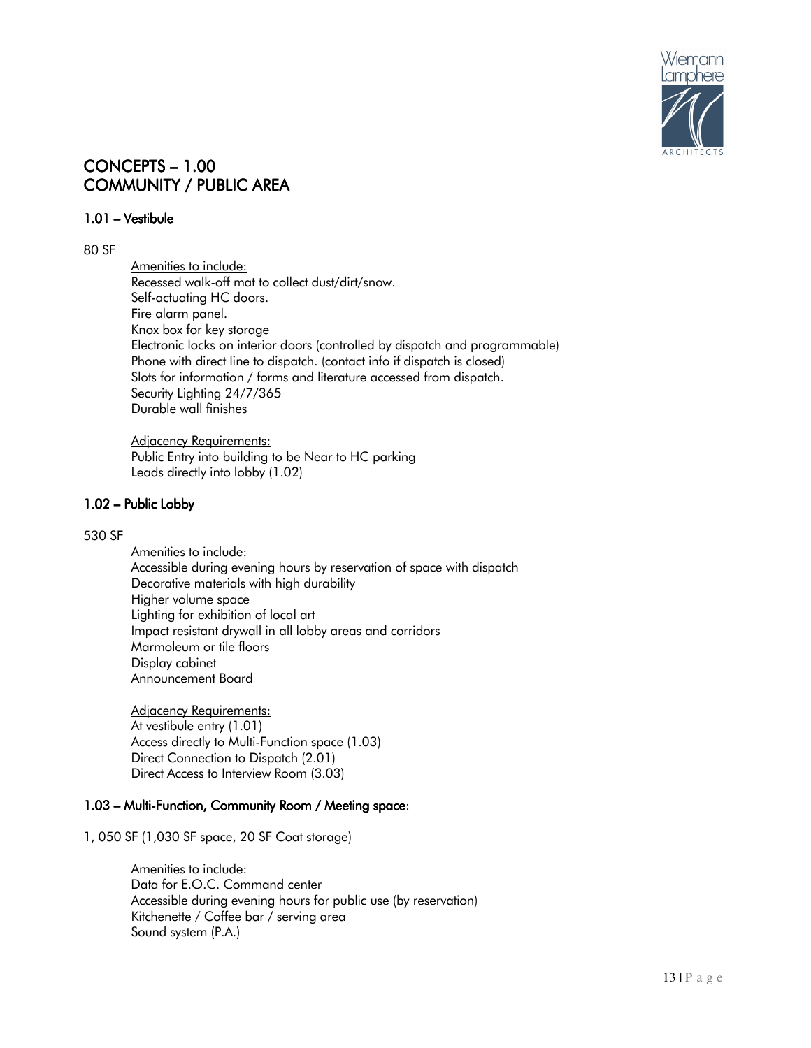# CONCEPTS – 1.00
# COMMUNITY / PUBLIC AREA

### 1.01 – Vestibule

80 SF

Amenities to include:
Recessed walk-off mat to collect dust/dirt/snow.
Self-actuating HC doors.
Fire alarm panel.
Knox box for key storage
Electronic locks on interior doors (controlled by dispatch and programmable)
Phone with direct line to dispatch. (contact info if dispatch is closed)
Slots for information / forms and literature accessed from dispatch.
Security Lighting 24/7/365
Durable wall finishes

Adjacency Requirements:
Public Entry into building to be Near to HC parking
Leads directly into lobby (1.02)

### 1.02 – Public Lobby

530 SF

Amenities to include:
Accessible during evening hours by reservation of space with dispatch
Decorative materials with high durability
Higher volume space
Lighting for exhibition of local art
Impact resistant drywall in all lobby areas and corridors
Marmoleum or tile floors
Display cabinet
Announcement Board

Adjacency Requirements:
At vestibule entry (1.01)
Access directly to Multi-Function space (1.03)
Direct Connection to Dispatch (2.01)
Direct Access to Interview Room (3.03)

### 1.03 – Multi-Function, Community Room / Meeting space:

1, 050 SF (1,030 SF space, 20 SF Coat storage)

Amenities to include:
Data for E.O.C. Command center
Accessible during evening hours for public use (by reservation)
Kitchenette / Coffee bar / serving area
Sound system (P.A.)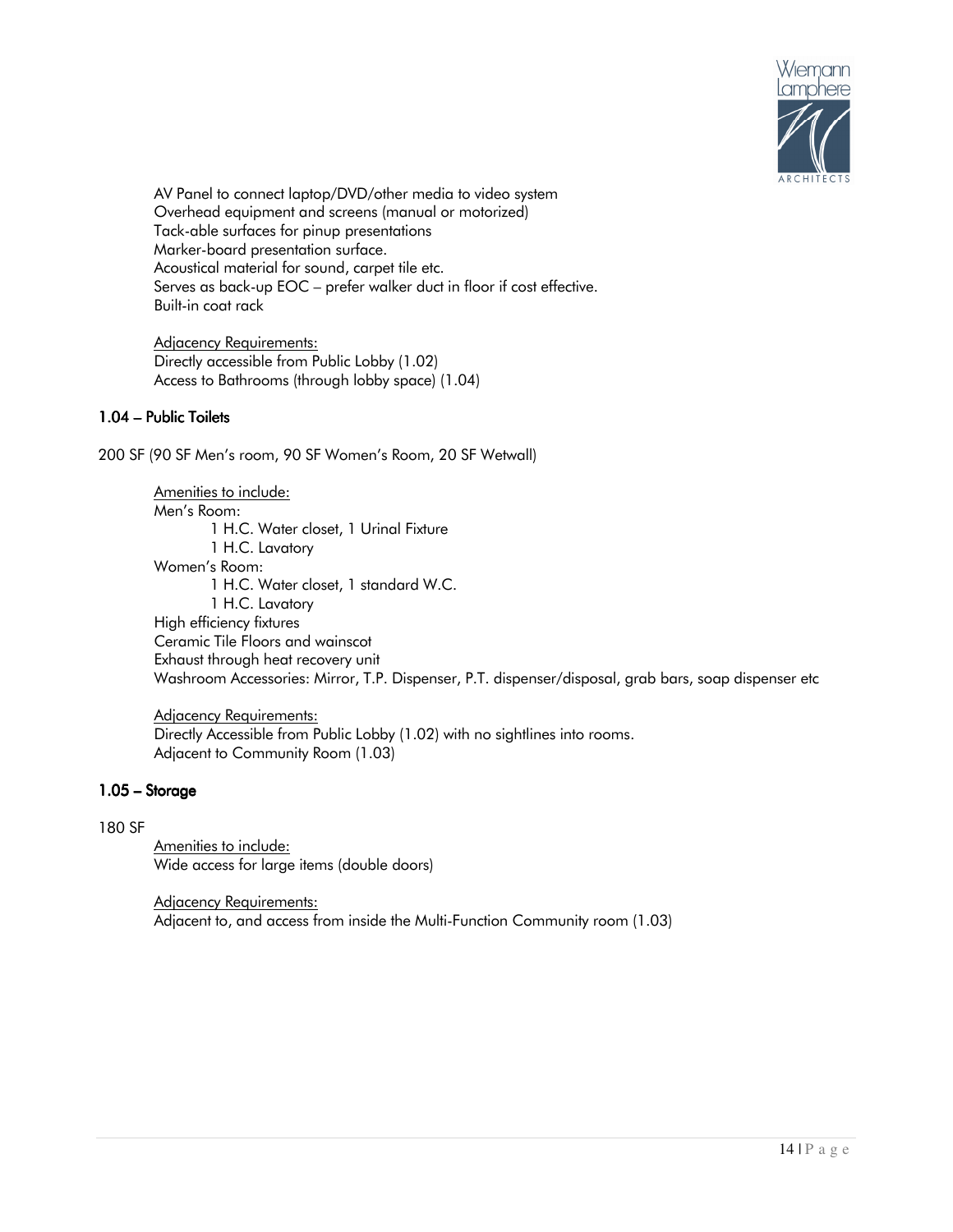AV Panel to connect laptop/DVD/other media to video system
Overhead equipment and screens (manual or motorized)
Tack-able surfaces for pinup presentations
Marker-board presentation surface.
Acoustical material for sound, carpet tile etc.
Serves as back-up EOC – prefer walker duct in floor if cost effective.
Built-in coat rack

<u>Adjacency Requirements:</u>
Directly accessible from Public Lobby (1.02)
Access to Bathrooms (through lobby space) (1.04)

### 1.04 – Public Toilets

200 SF (90 SF Men's room, 90 SF Women's Room, 20 SF Wetwall)

<u>Amenities to include:</u>
Men's Room:
- 1 H.C. Water closet, 1 Urinal Fixture
- 1 H.C. Lavatory

Women's Room:
- 1 H.C. Water closet, 1 standard W.C.
- 1 H.C. Lavatory

High efficiency fixtures
Ceramic Tile Floors and wainscot
Exhaust through heat recovery unit
Washroom Accessories: Mirror, T.P. Dispenser, P.T. dispenser/disposal, grab bars, soap dispenser etc

<u>Adjacency Requirements:</u>
Directly Accessible from Public Lobby (1.02) with no sightlines into rooms.
Adjacent to Community Room (1.03)

### 1.05 – Storage

180 SF

<u>Amenities to include:</u>
Wide access for large items (double doors)

<u>Adjacency Requirements:</u>
Adjacent to, and access from inside the Multi-Function Community room (1.03)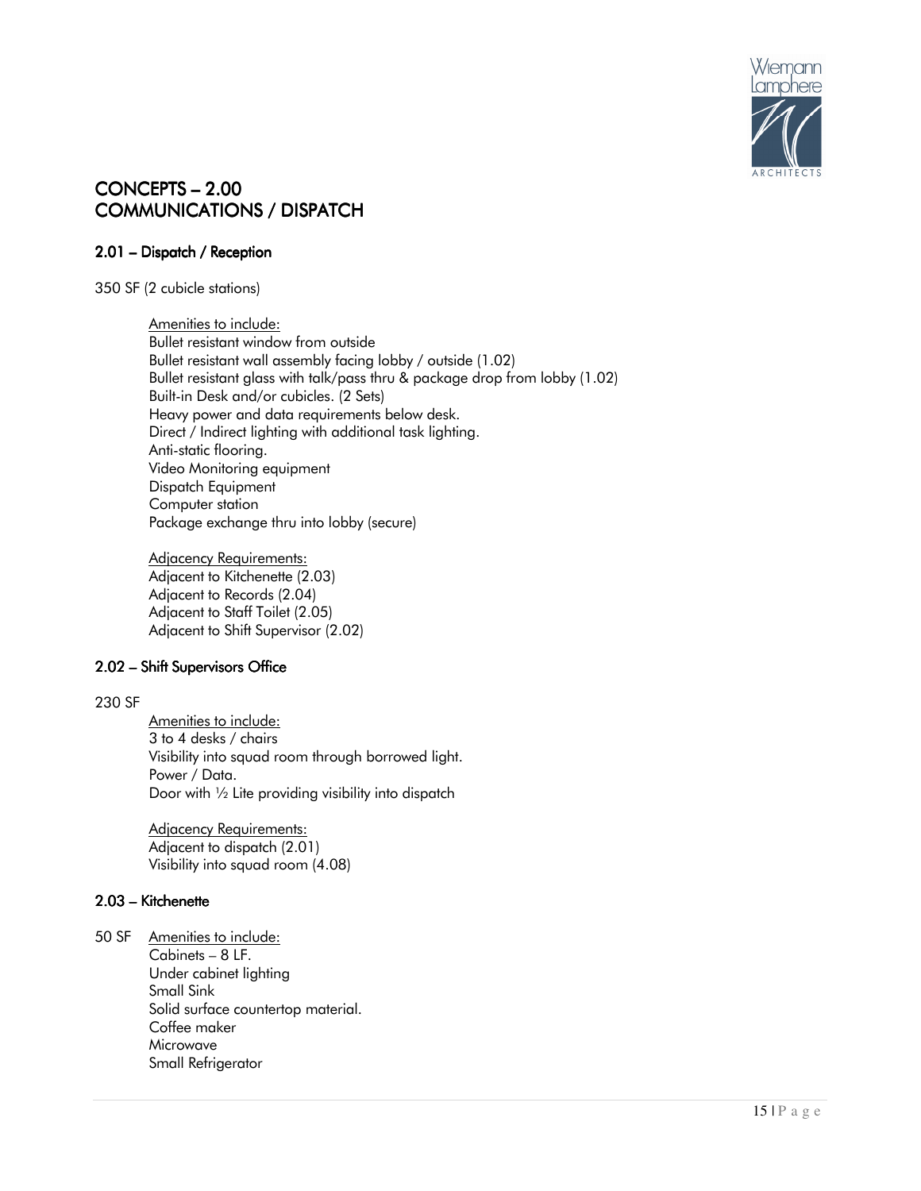# CONCEPTS – 2.00
# COMMUNICATIONS / DISPATCH

## 2.01 – Dispatch / Reception

350 SF (2 cubicle stations)

Amenities to include:
Bullet resistant window from outside
Bullet resistant wall assembly facing lobby / outside (1.02)
Bullet resistant glass with talk/pass thru & package drop from lobby (1.02)
Built-in Desk and/or cubicles. (2 Sets)
Heavy power and data requirements below desk.
Direct / Indirect lighting with additional task lighting.
Anti-static flooring.
Video Monitoring equipment
Dispatch Equipment
Computer station
Package exchange thru into lobby (secure)

Adjacency Requirements:
Adjacent to Kitchenette (2.03)
Adjacent to Records (2.04)
Adjacent to Staff Toilet (2.05)
Adjacent to Shift Supervisor (2.02)

## 2.02 – Shift Supervisors Office

230 SF

Amenities to include:
3 to 4 desks / chairs
Visibility into squad room through borrowed light.
Power / Data.
Door with ½ Lite providing visibility into dispatch

Adjacency Requirements:
Adjacent to dispatch (2.01)
Visibility into squad room (4.08)

## 2.03 – Kitchenette

50 SF

Amenities to include:
Cabinets – 8 LF.
Under cabinet lighting
Small Sink
Solid surface countertop material.
Coffee maker
Microwave
Small Refrigerator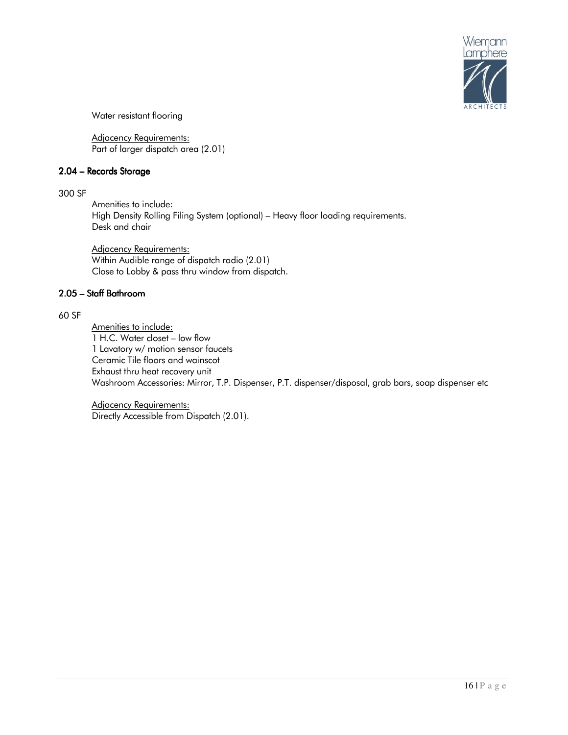Water resistant flooring

Adjacency Requirements:
Part of larger dispatch area (2.01)

### 2.04 – Records Storage

300 SF

Amenities to include:
High Density Rolling Filing System (optional) – Heavy floor loading requirements.
Desk and chair

Adjacency Requirements:
Within Audible range of dispatch radio (2.01)
Close to Lobby & pass thru window from dispatch.

### 2.05 – Staff Bathroom

60 SF

Amenities to include:
1 H.C. Water closet – low flow
1 Lavatory w/ motion sensor faucets
Ceramic Tile floors and wainscot
Exhaust thru heat recovery unit
Washroom Accessories: Mirror, T.P. Dispenser, P.T. dispenser/disposal, grab bars, soap dispenser etc

Adjacency Requirements:
Directly Accessible from Dispatch (2.01).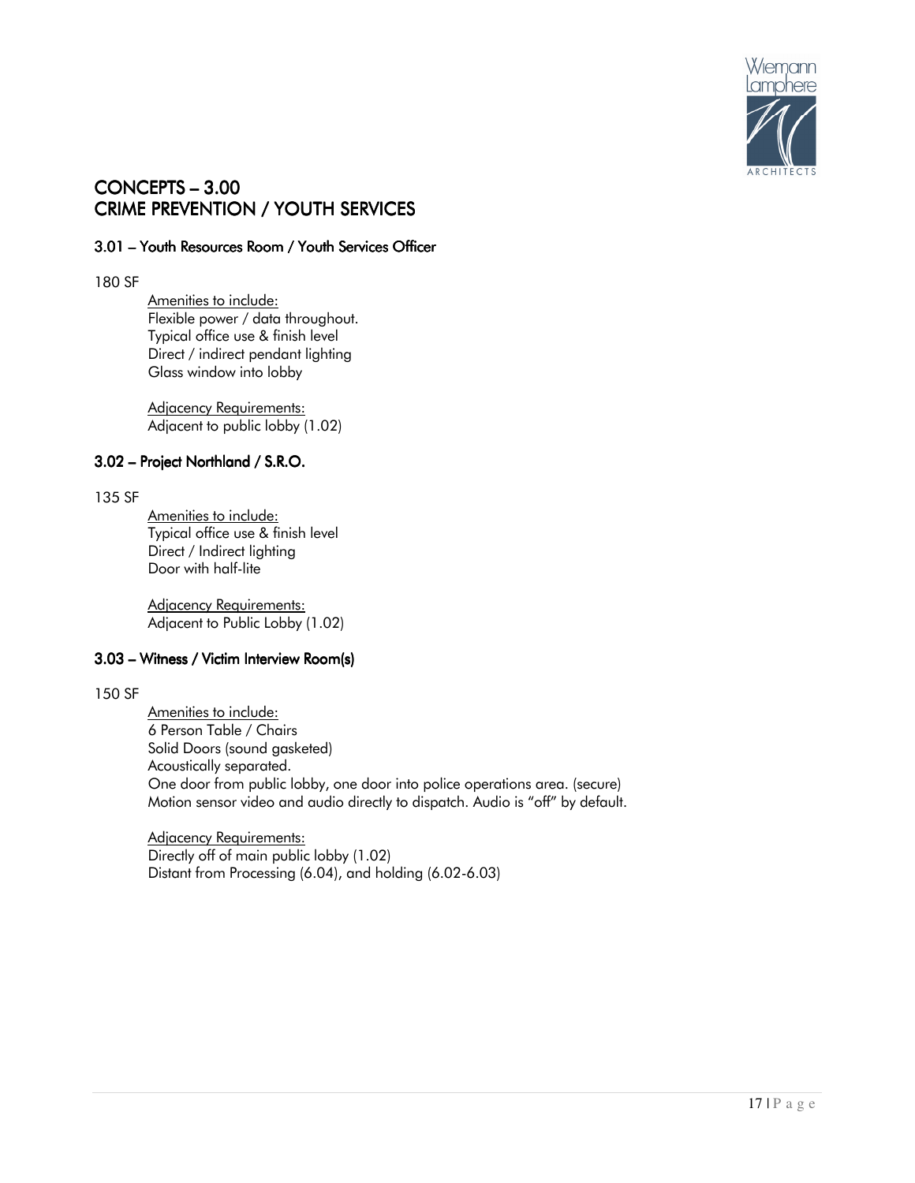# CONCEPTS – 3.00
# CRIME PREVENTION / YOUTH SERVICES

### 3.01 – Youth Resources Room / Youth Services Officer

180 SF

<u>Amenities to include:</u>
Flexible power / data throughout.
Typical office use & finish level
Direct / indirect pendant lighting
Glass window into lobby

<u>Adjacency Requirements:</u>
Adjacent to public lobby (1.02)

### 3.02 – Project Northland / S.R.O.

135 SF

<u>Amenities to include:</u>
Typical office use & finish level
Direct / Indirect lighting
Door with half-lite

<u>Adjacency Requirements:</u>
Adjacent to Public Lobby (1.02)

### 3.03 – Witness / Victim Interview Room(s)

150 SF

<u>Amenities to include:</u>
6 Person Table / Chairs
Solid Doors (sound gasketed)
Acoustically separated.
One door from public lobby, one door into police operations area. (secure)
Motion sensor video and audio directly to dispatch. Audio is "off" by default.

<u>Adjacency Requirements:</u>
Directly off of main public lobby (1.02)
Distant from Processing (6.04), and holding (6.02-6.03)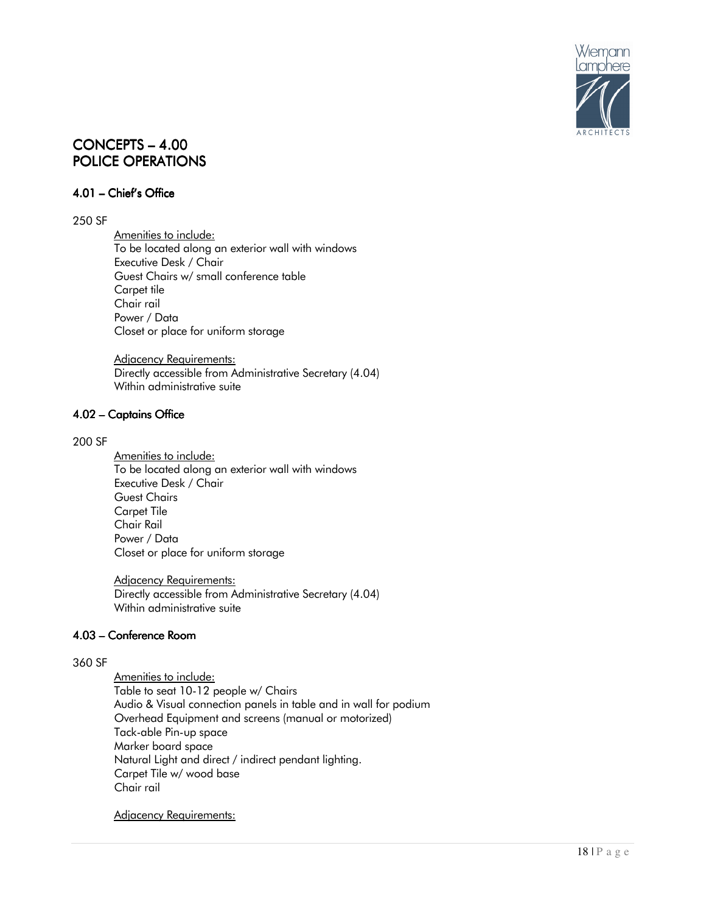# CONCEPTS – 4.00
# POLICE OPERATIONS

## 4.01 – Chief's Office

250 SF

Amenities to include:

To be located along an exterior wall with windows
Executive Desk / Chair
Guest Chairs w/ small conference table
Carpet tile
Chair rail
Power / Data
Closet or place for uniform storage

Adjacency Requirements:

Directly accessible from Administrative Secretary (4.04)
Within administrative suite

## 4.02 – Captains Office

200 SF

Amenities to include:

To be located along an exterior wall with windows
Executive Desk / Chair
Guest Chairs
Carpet Tile
Chair Rail
Power / Data
Closet or place for uniform storage

Adjacency Requirements:

Directly accessible from Administrative Secretary (4.04)
Within administrative suite

## 4.03 – Conference Room

360 SF

Amenities to include:

Table to seat 10-12 people w/ Chairs
Audio & Visual connection panels in table and in wall for podium
Overhead Equipment and screens (manual or motorized)
Tack-able Pin-up space
Marker board space
Natural Light and direct / indirect pendant lighting.
Carpet Tile w/ wood base
Chair rail

Adjacency Requirements: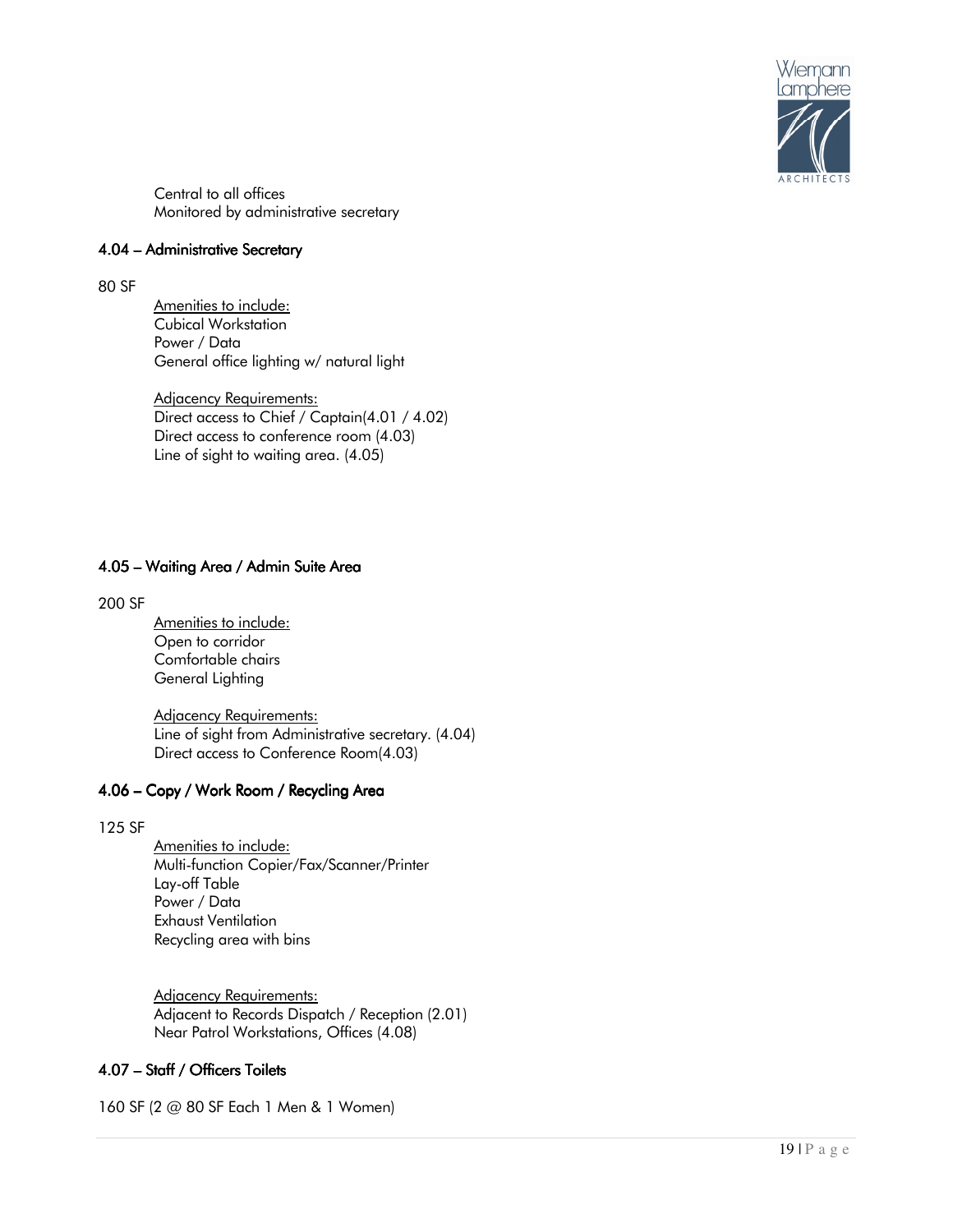Central to all offices
Monitored by administrative secretary

### 4.04 – Administrative Secretary

80 SF

Amenities to include:
Cubical Workstation
Power / Data
General office lighting w/ natural light

Adjacency Requirements:
Direct access to Chief / Captain(4.01 / 4.02)
Direct access to conference room (4.03)
Line of sight to waiting area. (4.05)

### 4.05 – Waiting Area / Admin Suite Area

200 SF

Amenities to include:
Open to corridor
Comfortable chairs
General Lighting

Adjacency Requirements:
Line of sight from Administrative secretary. (4.04)
Direct access to Conference Room(4.03)

### 4.06 – Copy / Work Room / Recycling Area

125 SF

Amenities to include:
Multi-function Copier/Fax/Scanner/Printer
Lay-off Table
Power / Data
Exhaust Ventilation
Recycling area with bins

Adjacency Requirements:
Adjacent to Records Dispatch / Reception (2.01)
Near Patrol Workstations, Offices (4.08)

### 4.07 – Staff / Officers Toilets

160 SF (2 @ 80 SF Each 1 Men & 1 Women)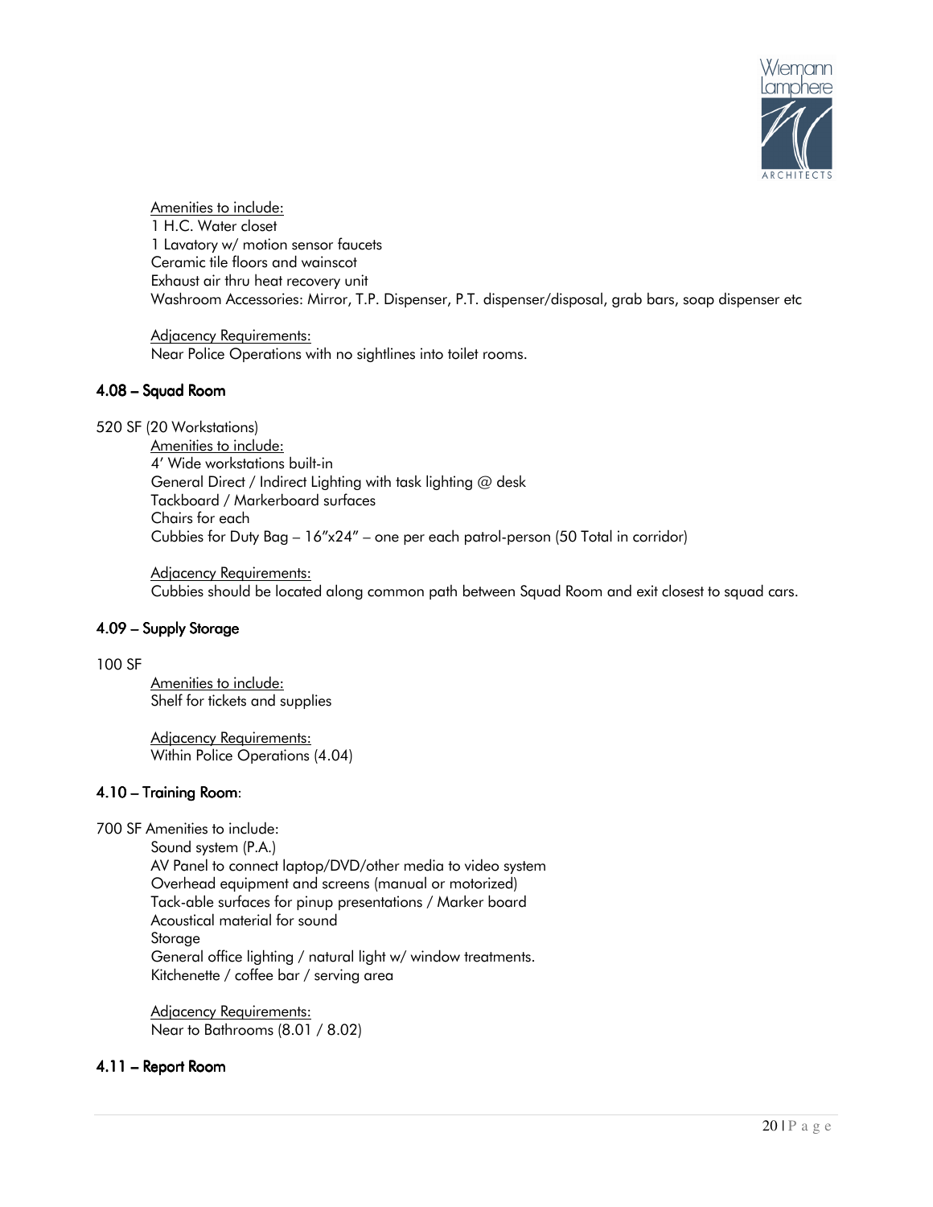Amenities to include:
1 H.C. Water closet
1 Lavatory w/ motion sensor faucets
Ceramic tile floors and wainscot
Exhaust air thru heat recovery unit
Washroom Accessories: Mirror, T.P. Dispenser, P.T. dispenser/disposal, grab bars, soap dispenser etc

Adjacency Requirements:
Near Police Operations with no sightlines into toilet rooms.

### 4.08 – Squad Room

520 SF (20 Workstations)

Amenities to include:
4' Wide workstations built-in
General Direct / Indirect Lighting with task lighting @ desk
Tackboard / Markerboard surfaces
Chairs for each
Cubbies for Duty Bag – 16"x24" – one per each patrol-person (50 Total in corridor)

Adjacency Requirements:
Cubbies should be located along common path between Squad Room and exit closest to squad cars.

### 4.09 – Supply Storage

100 SF

Amenities to include:
Shelf for tickets and supplies

Adjacency Requirements:
Within Police Operations (4.04)

### 4.10 – Training Room:

700 SF Amenities to include:
Sound system (P.A.)
AV Panel to connect laptop/DVD/other media to video system
Overhead equipment and screens (manual or motorized)
Tack-able surfaces for pinup presentations / Marker board
Acoustical material for sound
Storage
General office lighting / natural light w/ window treatments.
Kitchenette / coffee bar / serving area

Adjacency Requirements:
Near to Bathrooms (8.01 / 8.02)

### 4.11 – Report Room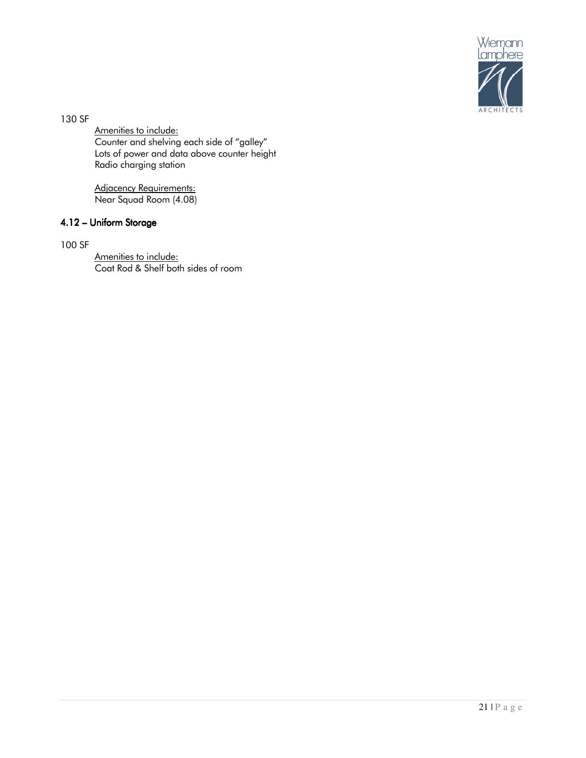130 SF

Amenities to include:
Counter and shelving each side of "galley"
Lots of power and data above counter height
Radio charging station

Adjacency Requirements:
Near Squad Room (4.08)

### 4.12 – Uniform Storage

100 SF

Amenities to include:
Coat Rod & Shelf both sides of room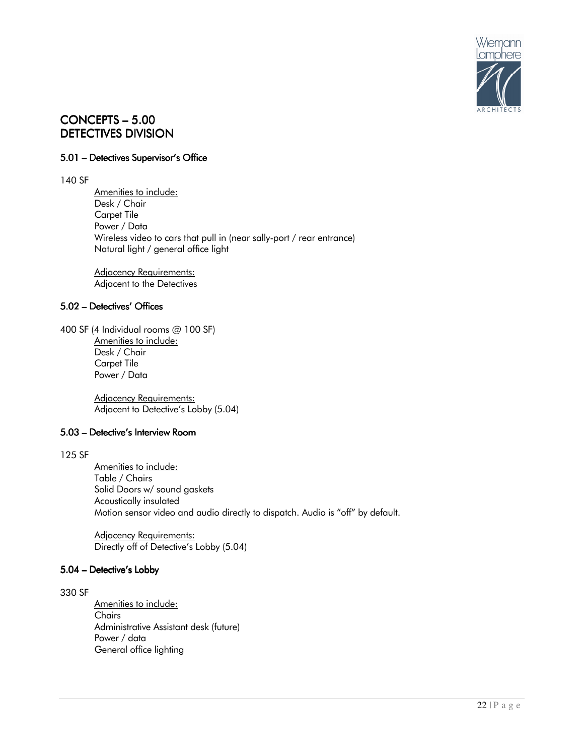# CONCEPTS – 5.00
# DETECTIVES DIVISION

### 5.01 – Detectives Supervisor's Office

140 SF

Amenities to include:
Desk / Chair
Carpet Tile
Power / Data
Wireless video to cars that pull in (near sally-port / rear entrance)
Natural light / general office light

Adjacency Requirements:
Adjacent to the Detectives

### 5.02 – Detectives' Offices

400 SF (4 Individual rooms @ 100 SF)

Amenities to include:
Desk / Chair
Carpet Tile
Power / Data

Adjacency Requirements:
Adjacent to Detective's Lobby (5.04)

### 5.03 – Detective's Interview Room

125 SF

Amenities to include:
Table / Chairs
Solid Doors w/ sound gaskets
Acoustically insulated
Motion sensor video and audio directly to dispatch. Audio is "off" by default.

Adjacency Requirements:
Directly off of Detective's Lobby (5.04)

### 5.04 – Detective's Lobby

330 SF

Amenities to include:
Chairs
Administrative Assistant desk (future)
Power / data
General office lighting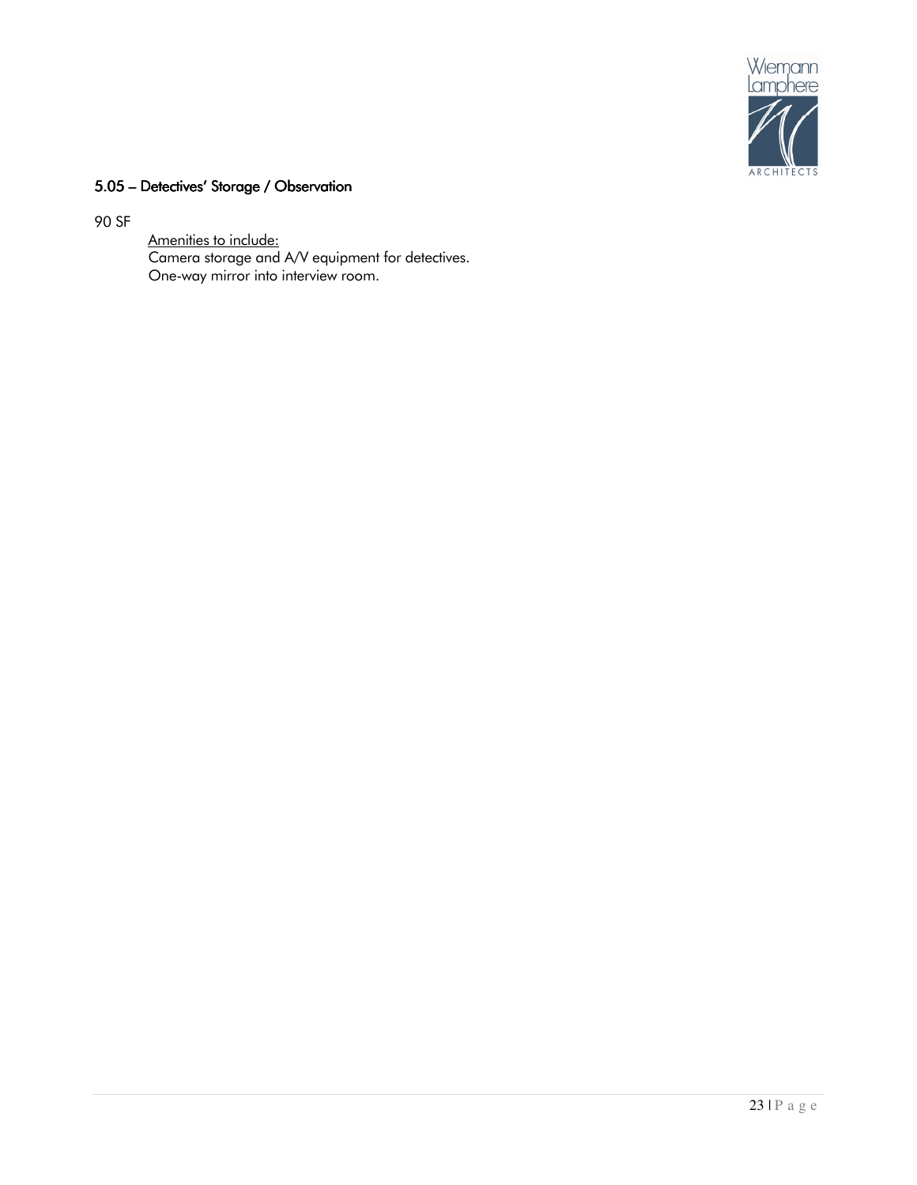### 5.05 – Detectives' Storage / Observation

90 SF

Amenities to include:
Camera storage and A/V equipment for detectives.
One-way mirror into interview room.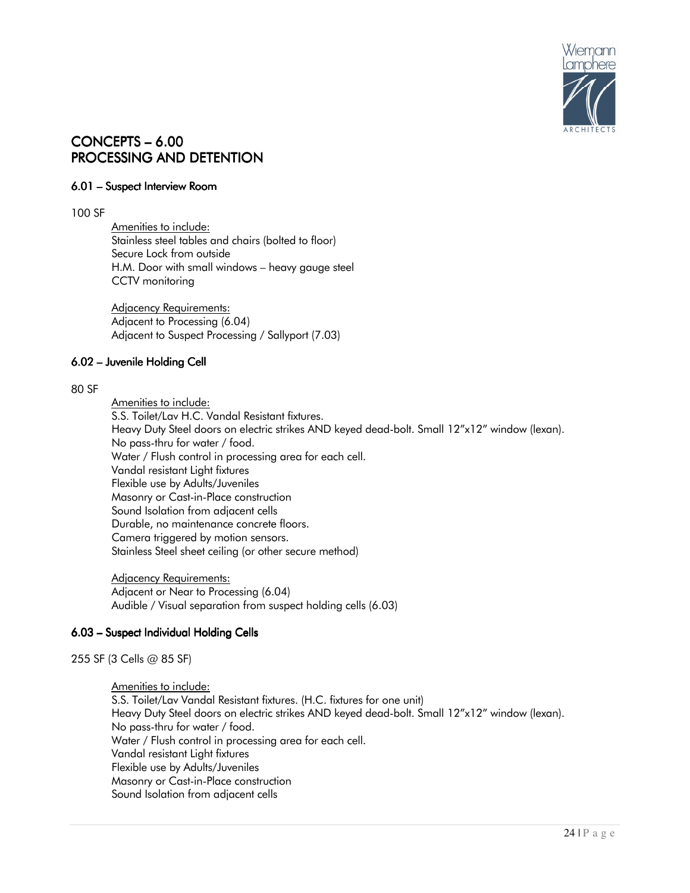# CONCEPTS – 6.00
# PROCESSING AND DETENTION

### 6.01 – Suspect Interview Room

100 SF

Amenities to include:
Stainless steel tables and chairs (bolted to floor)
Secure Lock from outside
H.M. Door with small windows – heavy gauge steel
CCTV monitoring

Adjacency Requirements:
Adjacent to Processing (6.04)
Adjacent to Suspect Processing / Sallyport (7.03)

### 6.02 – Juvenile Holding Cell

80 SF

Amenities to include:
S.S. Toilet/Lav H.C. Vandal Resistant fixtures.
Heavy Duty Steel doors on electric strikes AND keyed dead-bolt. Small 12"x12" window (lexan).
No pass-thru for water / food.
Water / Flush control in processing area for each cell.
Vandal resistant Light fixtures
Flexible use by Adults/Juveniles
Masonry or Cast-in-Place construction
Sound Isolation from adjacent cells
Durable, no maintenance concrete floors.
Camera triggered by motion sensors.
Stainless Steel sheet ceiling (or other secure method)

Adjacency Requirements:
Adjacent or Near to Processing (6.04)
Audible / Visual separation from suspect holding cells (6.03)

### 6.03 – Suspect Individual Holding Cells

255 SF (3 Cells @ 85 SF)

Amenities to include:
S.S. Toilet/Lav Vandal Resistant fixtures. (H.C. fixtures for one unit)
Heavy Duty Steel doors on electric strikes AND keyed dead-bolt. Small 12"x12" window (lexan).
No pass-thru for water / food.
Water / Flush control in processing area for each cell.
Vandal resistant Light fixtures
Flexible use by Adults/Juveniles
Masonry or Cast-in-Place construction
Sound Isolation from adjacent cells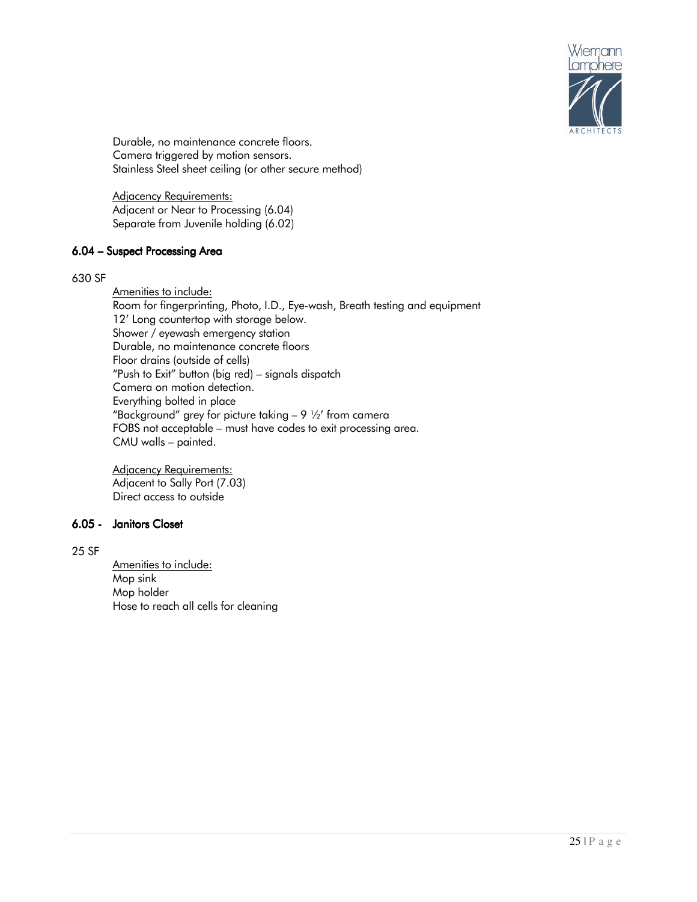Durable, no maintenance concrete floors.
Camera triggered by motion sensors.
Stainless Steel sheet ceiling (or other secure method)

Adjacency Requirements:
Adjacent or Near to Processing (6.04)
Separate from Juvenile holding (6.02)

### 6.04 – Suspect Processing Area

630 SF

Amenities to include:
Room for fingerprinting, Photo, I.D., Eye-wash, Breath testing and equipment
12' Long countertop with storage below.
Shower / eyewash emergency station
Durable, no maintenance concrete floors
Floor drains (outside of cells)
"Push to Exit" button (big red) – signals dispatch
Camera on motion detection.
Everything bolted in place
"Background" grey for picture taking – 9 ½' from camera
FOBS not acceptable – must have codes to exit processing area.
CMU walls – painted.

Adjacency Requirements:
Adjacent to Sally Port (7.03)
Direct access to outside

### 6.05 - Janitors Closet

25 SF

Amenities to include:
Mop sink
Mop holder
Hose to reach all cells for cleaning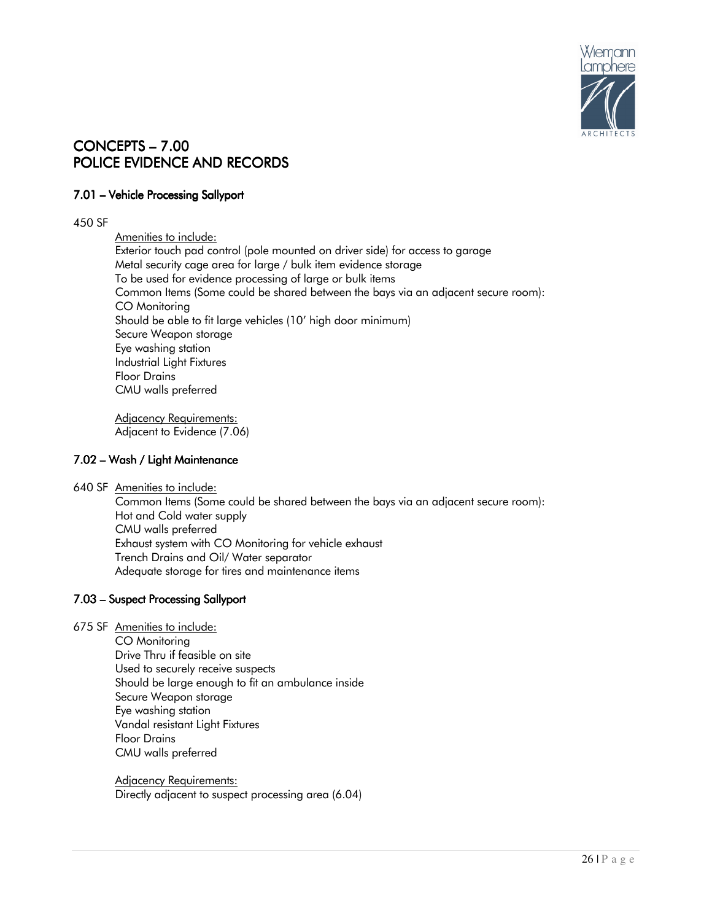# CONCEPTS – 7.00
# POLICE EVIDENCE AND RECORDS

## 7.01 – Vehicle Processing Sallyport

450 SF

Amenities to include:

Exterior touch pad control (pole mounted on driver side) for access to garage
Metal security cage area for large / bulk item evidence storage
To be used for evidence processing of large or bulk items
Common Items (Some could be shared between the bays via an adjacent secure room):
CO Monitoring
Should be able to fit large vehicles (10' high door minimum)
Secure Weapon storage
Eye washing station
Industrial Light Fixtures
Floor Drains
CMU walls preferred

Adjacency Requirements:

Adjacent to Evidence (7.06)

## 7.02 – Wash / Light Maintenance

640 SF Amenities to include:

Common Items (Some could be shared between the bays via an adjacent secure room):
Hot and Cold water supply
CMU walls preferred
Exhaust system with CO Monitoring for vehicle exhaust
Trench Drains and Oil/ Water separator
Adequate storage for tires and maintenance items

## 7.03 – Suspect Processing Sallyport

675 SF Amenities to include:

CO Monitoring
Drive Thru if feasible on site
Used to securely receive suspects
Should be large enough to fit an ambulance inside
Secure Weapon storage
Eye washing station
Vandal resistant Light Fixtures
Floor Drains
CMU walls preferred

Adjacency Requirements:

Directly adjacent to suspect processing area (6.04)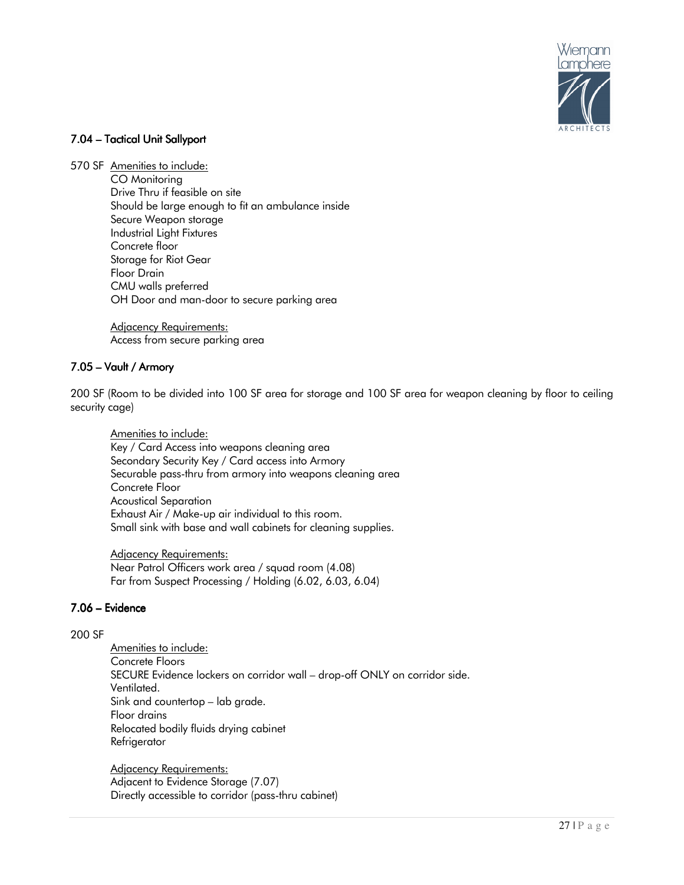### 7.04 – Tactical Unit Sallyport

570 SF <u>Amenities to include:</u>

CO Monitoring
Drive Thru if feasible on site
Should be large enough to fit an ambulance inside
Secure Weapon storage
Industrial Light Fixtures
Concrete floor
Storage for Riot Gear
Floor Drain
CMU walls preferred
OH Door and man-door to secure parking area

<u>Adjacency Requirements:</u>
Access from secure parking area

### 7.05 – Vault / Armory

200 SF (Room to be divided into 100 SF area for storage and 100 SF area for weapon cleaning by floor to ceiling security cage)

<u>Amenities to include:</u>
Key / Card Access into weapons cleaning area
Secondary Security Key / Card access into Armory
Securable pass-thru from armory into weapons cleaning area
Concrete Floor
Acoustical Separation
Exhaust Air / Make-up air individual to this room.
Small sink with base and wall cabinets for cleaning supplies.

<u>Adjacency Requirements:</u>
Near Patrol Officers work area / squad room (4.08)
Far from Suspect Processing / Holding (6.02, 6.03, 6.04)

### 7.06 – Evidence

200 SF

<u>Amenities to include:</u>
Concrete Floors
SECURE Evidence lockers on corridor wall – drop-off ONLY on corridor side.
Ventilated.
Sink and countertop – lab grade.
Floor drains
Relocated bodily fluids drying cabinet
Refrigerator

<u>Adjacency Requirements:</u>
Adjacent to Evidence Storage (7.07)
Directly accessible to corridor (pass-thru cabinet)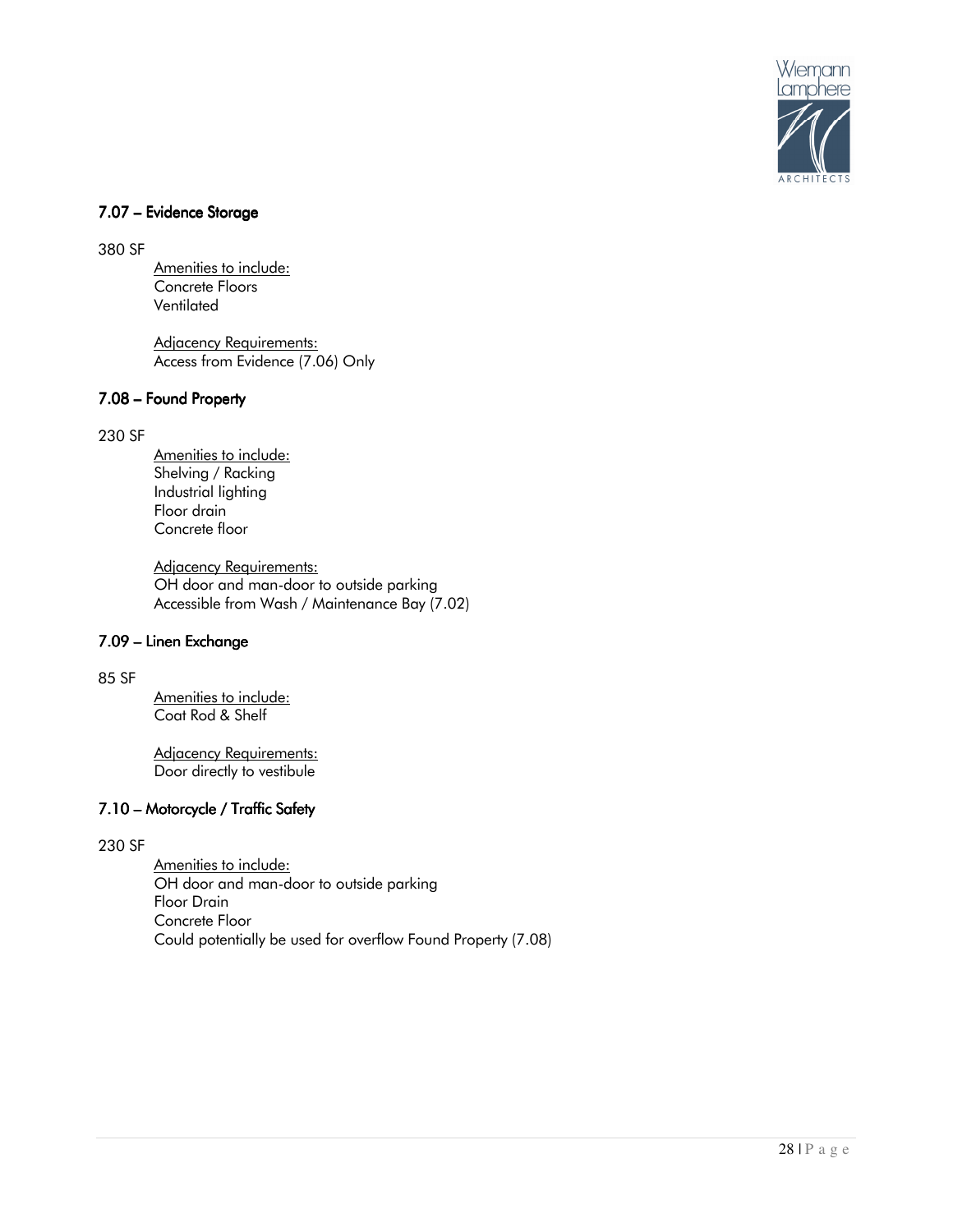### 7.07 – Evidence Storage

380 SF

Amenities to include:
Concrete Floors
Ventilated

Adjacency Requirements:
Access from Evidence (7.06) Only

### 7.08 – Found Property

230 SF

Amenities to include:
Shelving / Racking
Industrial lighting
Floor drain
Concrete floor

Adjacency Requirements:
OH door and man-door to outside parking
Accessible from Wash / Maintenance Bay (7.02)

### 7.09 – Linen Exchange

85 SF

Amenities to include:
Coat Rod & Shelf

Adjacency Requirements:
Door directly to vestibule

### 7.10 – Motorcycle / Traffic Safety

230 SF

Amenities to include:
OH door and man-door to outside parking
Floor Drain
Concrete Floor
Could potentially be used for overflow Found Property (7.08)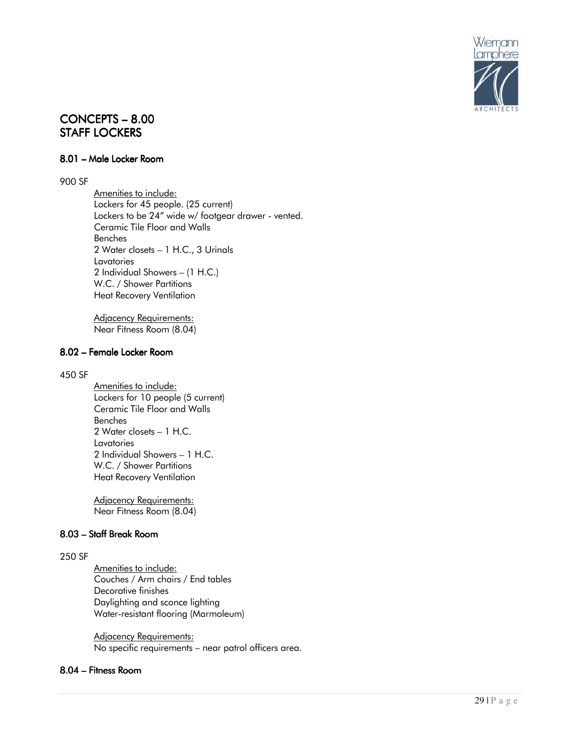# CONCEPTS – 8.00
# STAFF LOCKERS

## 8.01 – Male Locker Room

900 SF

<u>Amenities to include:</u>
Lockers for 45 people. (25 current)
Lockers to be 24" wide w/ footgear drawer - vented.
Ceramic Tile Floor and Walls
Benches
2 Water closets – 1 H.C., 3 Urinals
Lavatories
2 Individual Showers – (1 H.C.)
W.C. / Shower Partitions
Heat Recovery Ventilation

<u>Adjacency Requirements:</u>
Near Fitness Room (8.04)

## 8.02 – Female Locker Room

450 SF

<u>Amenities to include:</u>
Lockers for 10 people (5 current)
Ceramic Tile Floor and Walls
Benches
2 Water closets – 1 H.C.
Lavatories
2 Individual Showers – 1 H.C.
W.C. / Shower Partitions
Heat Recovery Ventilation

<u>Adjacency Requirements:</u>
Near Fitness Room (8.04)

## 8.03 – Staff Break Room

250 SF

<u>Amenities to include:</u>
Couches / Arm chairs / End tables
Decorative finishes
Daylighting and sconce lighting
Water-resistant flooring (Marmoleum)

<u>Adjacency Requirements:</u>
No specific requirements – near patrol officers area.

## 8.04 – Fitness Room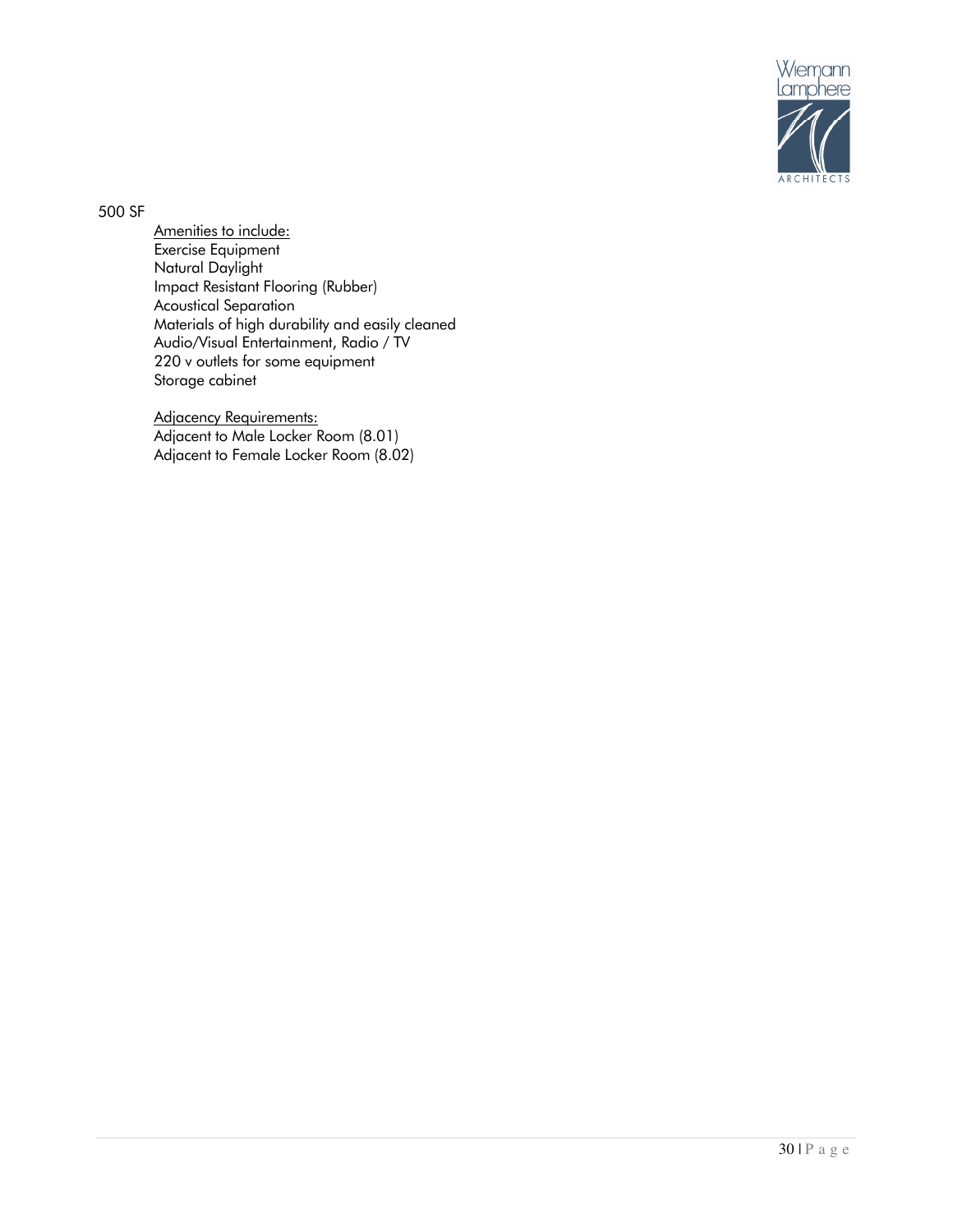500 SF

Amenities to include:
Exercise Equipment
Natural Daylight
Impact Resistant Flooring (Rubber)
Acoustical Separation
Materials of high durability and easily cleaned
Audio/Visual Entertainment, Radio / TV
220 v outlets for some equipment
Storage cabinet

Adjacency Requirements:
Adjacent to Male Locker Room (8.01)
Adjacent to Female Locker Room (8.02)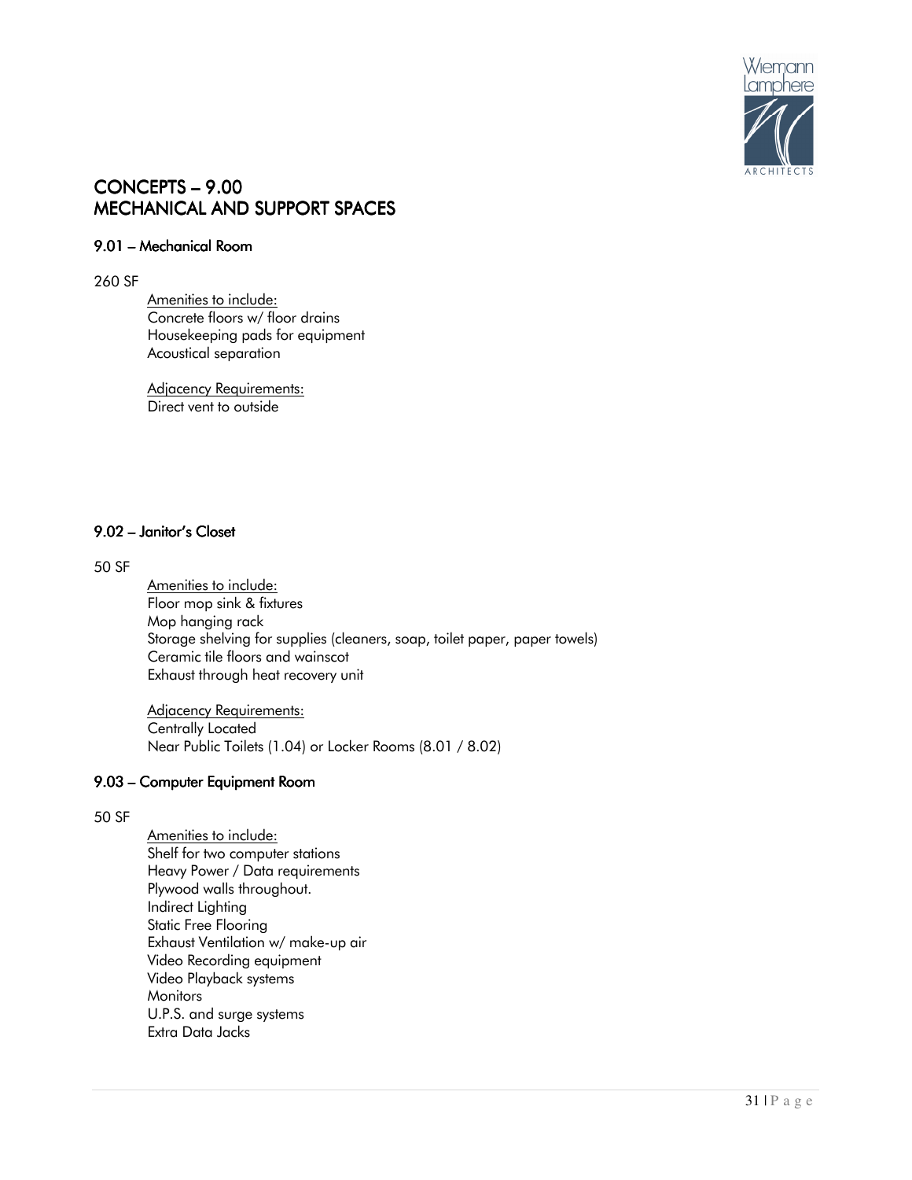# CONCEPTS – 9.00
# MECHANICAL AND SUPPORT SPACES

### 9.01 – Mechanical Room

260 SF

Amenities to include:
Concrete floors w/ floor drains
Housekeeping pads for equipment
Acoustical separation

Adjacency Requirements:
Direct vent to outside

### 9.02 – Janitor's Closet

50 SF

Amenities to include:
Floor mop sink & fixtures
Mop hanging rack
Storage shelving for supplies (cleaners, soap, toilet paper, paper towels)
Ceramic tile floors and wainscot
Exhaust through heat recovery unit

Adjacency Requirements:
Centrally Located
Near Public Toilets (1.04) or Locker Rooms (8.01 / 8.02)

### 9.03 – Computer Equipment Room

50 SF

Amenities to include:
Shelf for two computer stations
Heavy Power / Data requirements
Plywood walls throughout.
Indirect Lighting
Static Free Flooring
Exhaust Ventilation w/ make-up air
Video Recording equipment
Video Playback systems
Monitors
U.P.S. and surge systems
Extra Data Jacks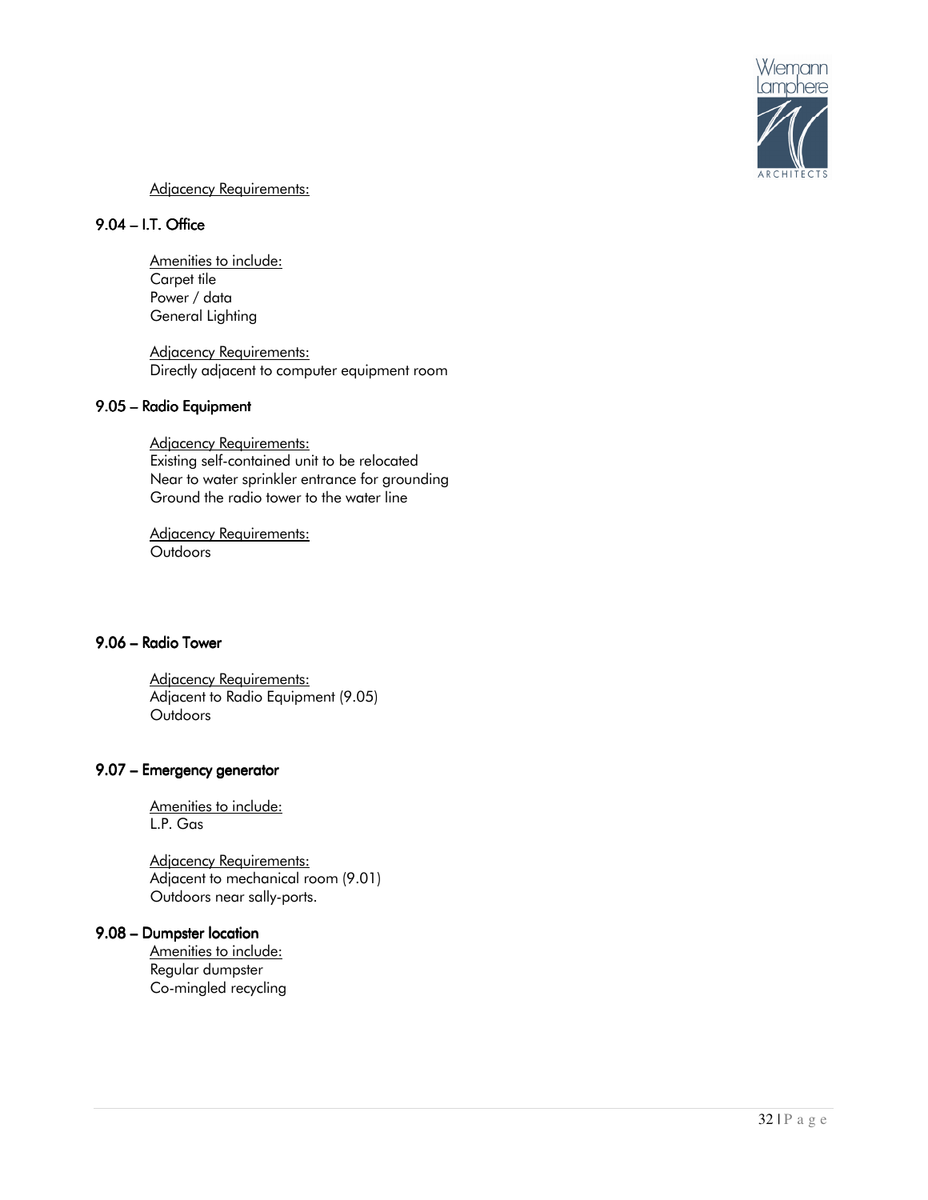Adjacency Requirements:

## 9.04 – I.T. Office

Amenities to include:
Carpet tile
Power / data
General Lighting

Adjacency Requirements:
Directly adjacent to computer equipment room

## 9.05 – Radio Equipment

Adjacency Requirements:
Existing self-contained unit to be relocated
Near to water sprinkler entrance for grounding
Ground the radio tower to the water line

Adjacency Requirements:
Outdoors

## 9.06 – Radio Tower

Adjacency Requirements:
Adjacent to Radio Equipment (9.05)
Outdoors

## 9.07 – Emergency generator

Amenities to include:
L.P. Gas

Adjacency Requirements:
Adjacent to mechanical room (9.01)
Outdoors near sally-ports.

## 9.08 – Dumpster location

Amenities to include:
Regular dumpster
Co-mingled recycling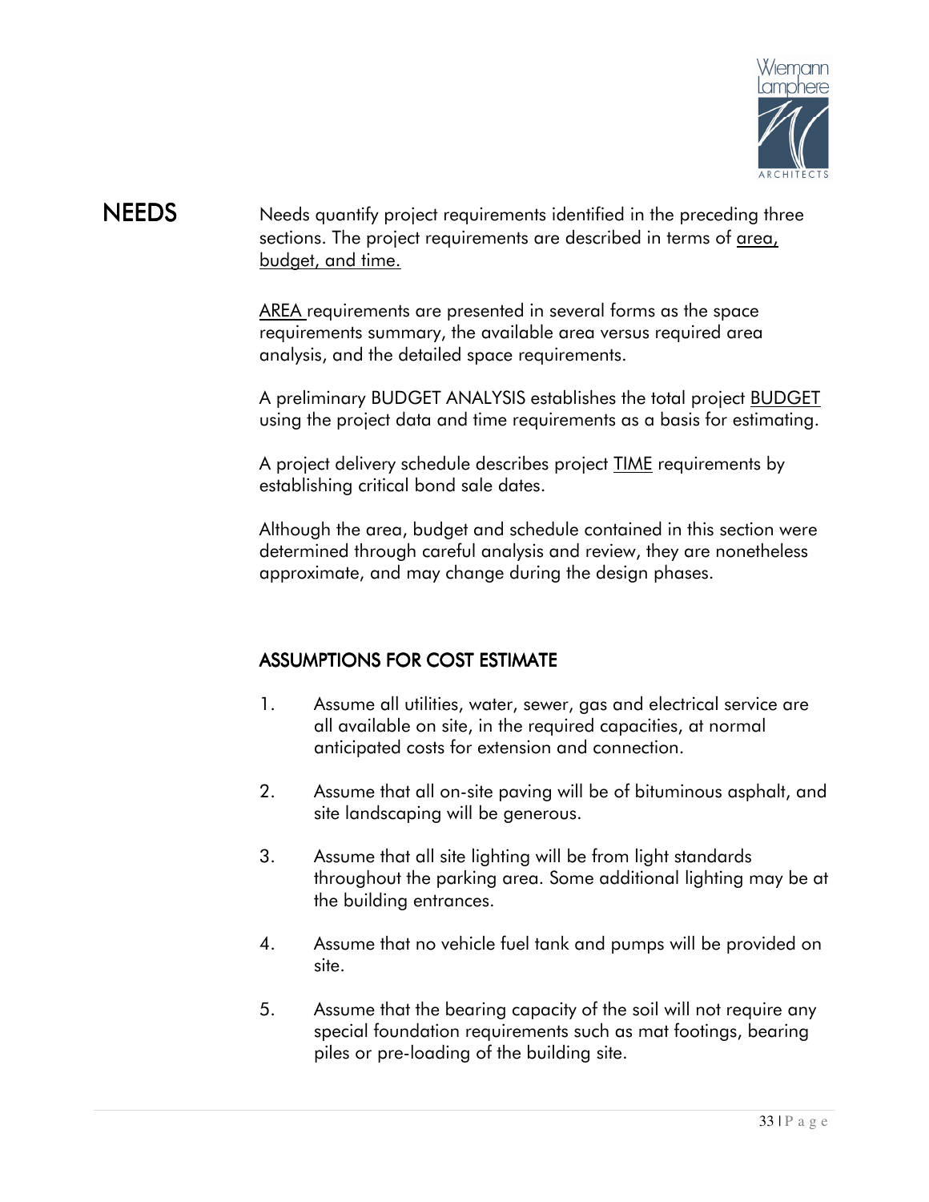# NEEDS

Needs quantify project requirements identified in the preceding three sections. The project requirements are described in terms of area, budget, and time.

AREA requirements are presented in several forms as the space requirements summary, the available area versus required area analysis, and the detailed space requirements.

A preliminary BUDGET ANALYSIS establishes the total project BUDGET using the project data and time requirements as a basis for estimating.

A project delivery schedule describes project TIME requirements by establishing critical bond sale dates.

Although the area, budget and schedule contained in this section were determined through careful analysis and review, they are nonetheless approximate, and may change during the design phases.

## ASSUMPTIONS FOR COST ESTIMATE

1. Assume all utilities, water, sewer, gas and electrical service are all available on site, in the required capacities, at normal anticipated costs for extension and connection.

2. Assume that all on-site paving will be of bituminous asphalt, and site landscaping will be generous.

3. Assume that all site lighting will be from light standards throughout the parking area. Some additional lighting may be at the building entrances.

4. Assume that no vehicle fuel tank and pumps will be provided on site.

5. Assume that the bearing capacity of the soil will not require any special foundation requirements such as mat footings, bearing piles or pre-loading of the building site.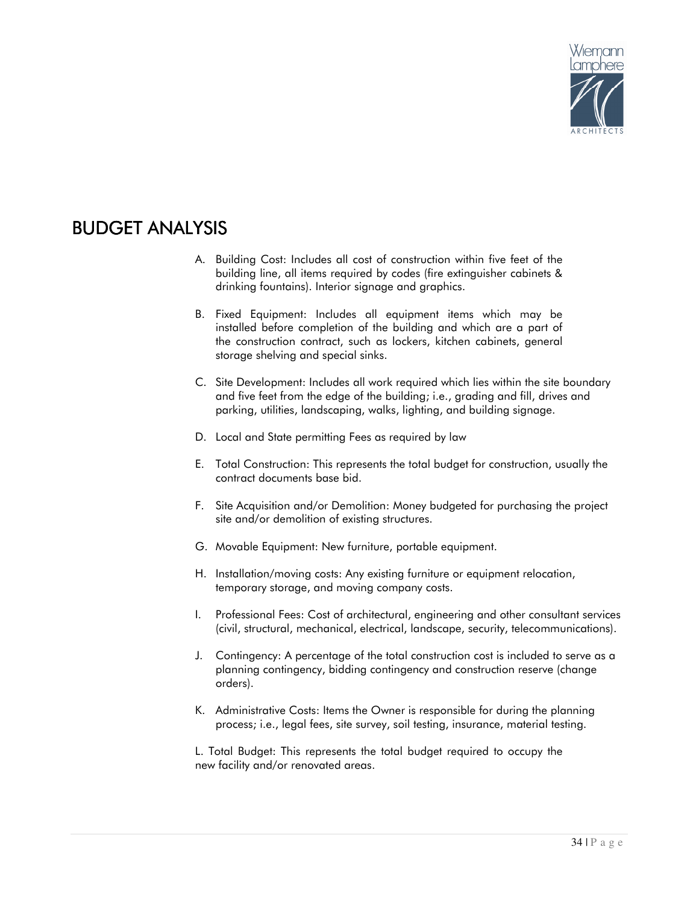# BUDGET ANALYSIS

A. Building Cost: Includes all cost of construction within five feet of the building line, all items required by codes (fire extinguisher cabinets & drinking fountains). Interior signage and graphics.

B. Fixed Equipment: Includes all equipment items which may be installed before completion of the building and which are a part of the construction contract, such as lockers, kitchen cabinets, general storage shelving and special sinks.

C. Site Development: Includes all work required which lies within the site boundary and five feet from the edge of the building; i.e., grading and fill, drives and parking, utilities, landscaping, walks, lighting, and building signage.

D. Local and State permitting Fees as required by law

E. Total Construction: This represents the total budget for construction, usually the contract documents base bid.

F. Site Acquisition and/or Demolition: Money budgeted for purchasing the project site and/or demolition of existing structures.

G. Movable Equipment: New furniture, portable equipment.

H. Installation/moving costs: Any existing furniture or equipment relocation, temporary storage, and moving company costs.

I. Professional Fees: Cost of architectural, engineering and other consultant services (civil, structural, mechanical, electrical, landscape, security, telecommunications).

J. Contingency: A percentage of the total construction cost is included to serve as a planning contingency, bidding contingency and construction reserve (change orders).

K. Administrative Costs: Items the Owner is responsible for during the planning process; i.e., legal fees, site survey, soil testing, insurance, material testing.

L. Total Budget: This represents the total budget required to occupy the new facility and/or renovated areas.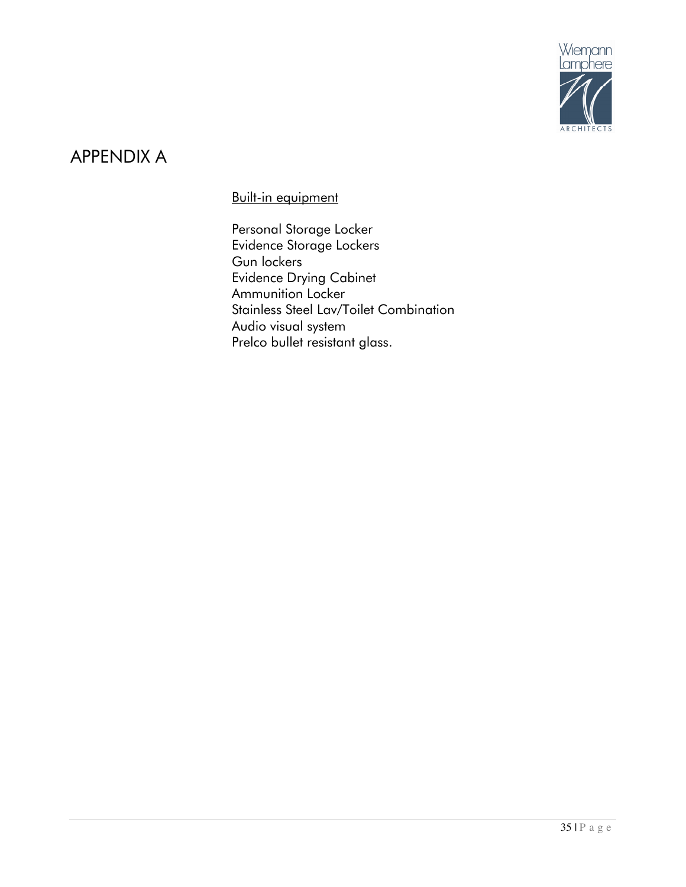# APPENDIX A

<u>Built-in equipment</u>

Personal Storage Locker
Evidence Storage Lockers
Gun lockers
Evidence Drying Cabinet
Ammunition Locker
Stainless Steel Lav/Toilet Combination
Audio visual system
Prelco bullet resistant glass.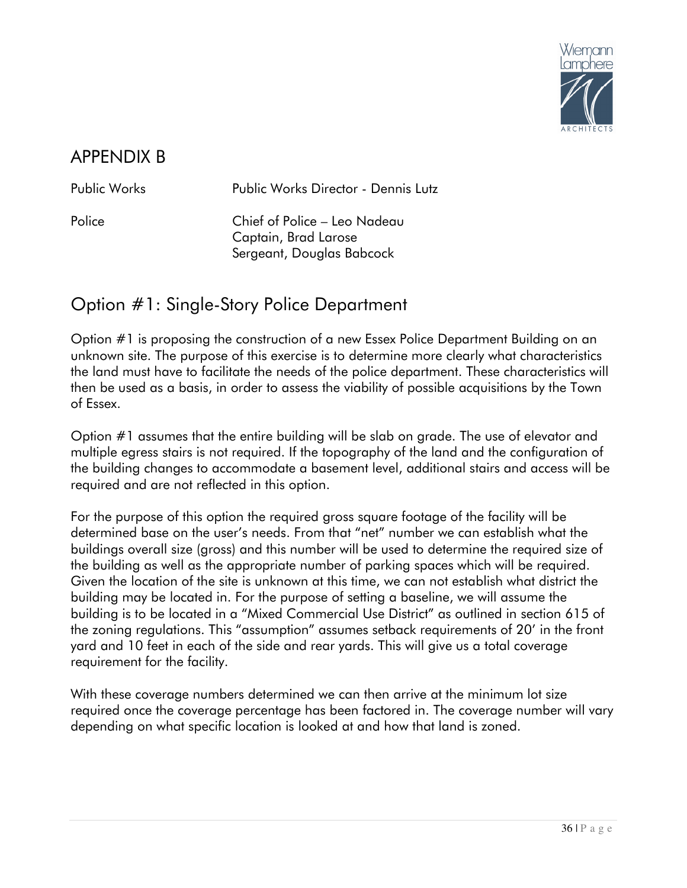# APPENDIX B

| | |
|---|---|
| Public Works | Public Works Director - Dennis Lutz |
| Police | Chief of Police – Leo Nadeau<br>Captain, Brad Larose<br>Sergeant, Douglas Babcock |

## Option #1: Single-Story Police Department

Option #1 is proposing the construction of a new Essex Police Department Building on an unknown site. The purpose of this exercise is to determine more clearly what characteristics the land must have to facilitate the needs of the police department. These characteristics will then be used as a basis, in order to assess the viability of possible acquisitions by the Town of Essex.

Option #1 assumes that the entire building will be slab on grade. The use of elevator and multiple egress stairs is not required. If the topography of the land and the configuration of the building changes to accommodate a basement level, additional stairs and access will be required and are not reflected in this option.

For the purpose of this option the required gross square footage of the facility will be determined base on the user's needs. From that "net" number we can establish what the buildings overall size (gross) and this number will be used to determine the required size of the building as well as the appropriate number of parking spaces which will be required. Given the location of the site is unknown at this time, we can not establish what district the building may be located in. For the purpose of setting a baseline, we will assume the building is to be located in a "Mixed Commercial Use District" as outlined in section 615 of the zoning regulations. This "assumption" assumes setback requirements of 20' in the front yard and 10 feet in each of the side and rear yards. This will give us a total coverage requirement for the facility.

With these coverage numbers determined we can then arrive at the minimum lot size required once the coverage percentage has been factored in. The coverage number will vary depending on what specific location is looked at and how that land is zoned.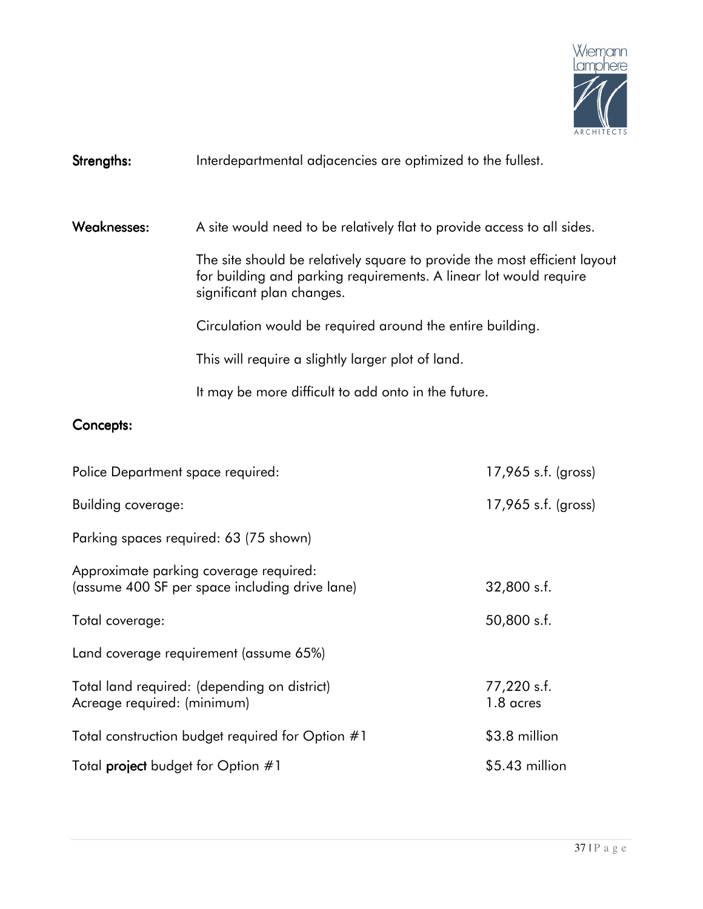**Strengths:** Interdepartmental adjacencies are optimized to the fullest.

**Weaknesses:** A site would need to be relatively flat to provide access to all sides.

The site should be relatively square to provide the most efficient layout for building and parking requirements. A linear lot would require significant plan changes.

Circulation would be required around the entire building.

This will require a slightly larger plot of land.

It may be more difficult to add onto in the future.

**Concepts:**

| | |
|---|---|
| Police Department space required: | 17,965 s.f. (gross) |
| Building coverage: | 17,965 s.f. (gross) |
| Parking spaces required: 63 (75 shown) | |
| Approximate parking coverage required: (assume 400 SF per space including drive lane) | 32,800 s.f. |
| Total coverage: | 50,800 s.f. |
| Land coverage requirement (assume 65%) | |
| Total land required: (depending on district) | 77,220 s.f. |
| Acreage required: (minimum) | 1.8 acres |
| Total construction budget required for Option #1 | $3.8 million |
| Total **project** budget for Option #1 | $5.43 million |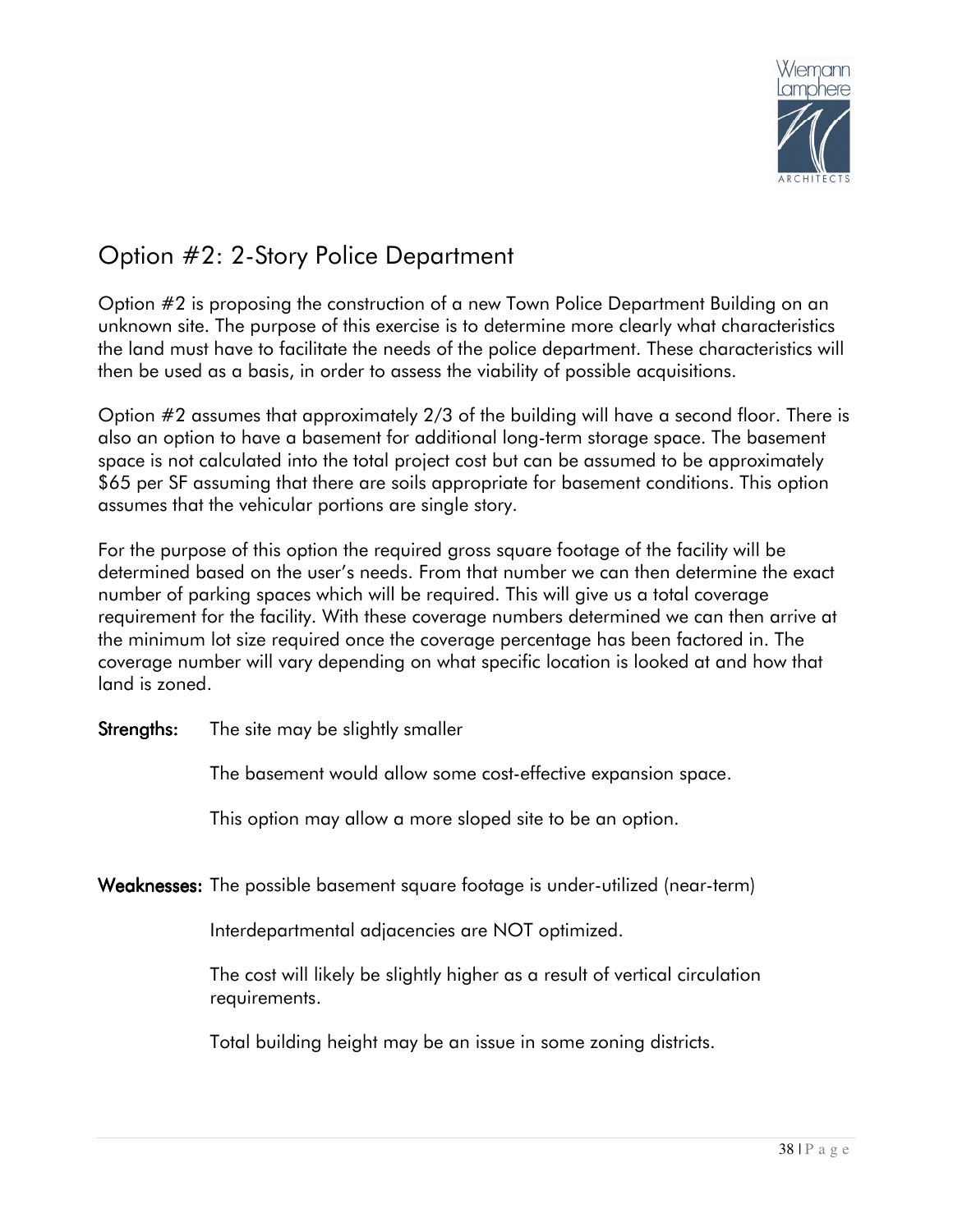## Option #2: 2-Story Police Department

Option #2 is proposing the construction of a new Town Police Department Building on an unknown site. The purpose of this exercise is to determine more clearly what characteristics the land must have to facilitate the needs of the police department. These characteristics will then be used as a basis, in order to assess the viability of possible acquisitions.

Option #2 assumes that approximately 2/3 of the building will have a second floor. There is also an option to have a basement for additional long-term storage space. The basement space is not calculated into the total project cost but can be assumed to be approximately $65 per SF assuming that there are soils appropriate for basement conditions. This option assumes that the vehicular portions are single story.

For the purpose of this option the required gross square footage of the facility will be determined based on the user's needs. From that number we can then determine the exact number of parking spaces which will be required. This will give us a total coverage requirement for the facility. With these coverage numbers determined we can then arrive at the minimum lot size required once the coverage percentage has been factored in. The coverage number will vary depending on what specific location is looked at and how that land is zoned.

**Strengths:**

- The site may be slightly smaller
- The basement would allow some cost-effective expansion space.
- This option may allow a more sloped site to be an option.

**Weaknesses:**

- The possible basement square footage is under-utilized (near-term)
- Interdepartmental adjacencies are NOT optimized.
- The cost will likely be slightly higher as a result of vertical circulation requirements.
- Total building height may be an issue in some zoning districts.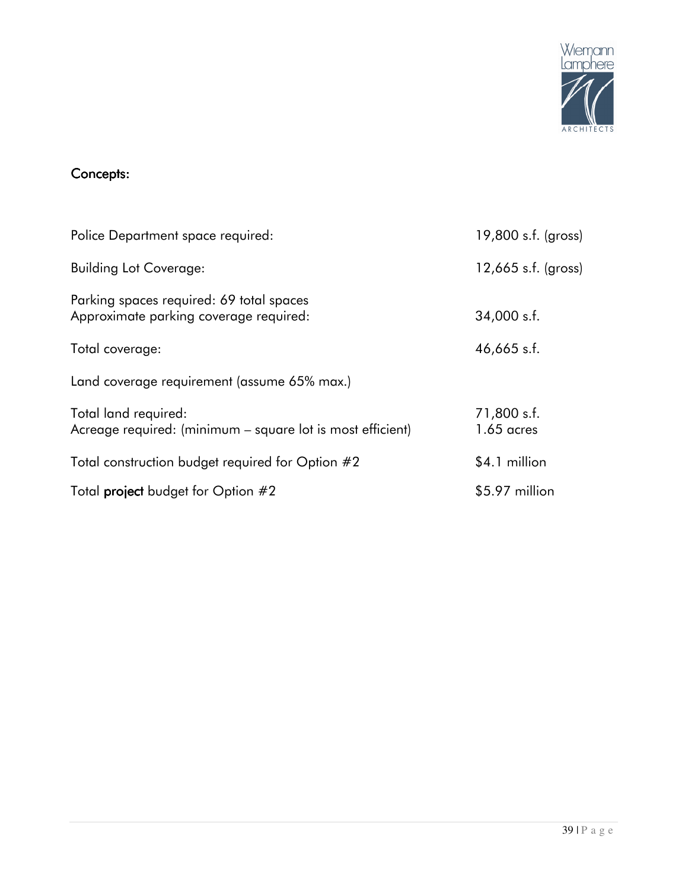## Concepts:

| | |
|---|---|
| Police Department space required: | 19,800 s.f. (gross) |
| Building Lot Coverage: | 12,665 s.f. (gross) |
| Parking spaces required: 69 total spaces<br>Approximate parking coverage required: | 34,000 s.f. |
| Total coverage: | 46,665 s.f. |
| Land coverage requirement (assume 65% max.) | |
| Total land required:<br>Acreage required: (minimum – square lot is most efficient) | 71,800 s.f.<br>1.65 acres |
| Total construction budget required for Option #2 | $4.1 million |
| Total **project** budget for Option #2 | $5.97 million |